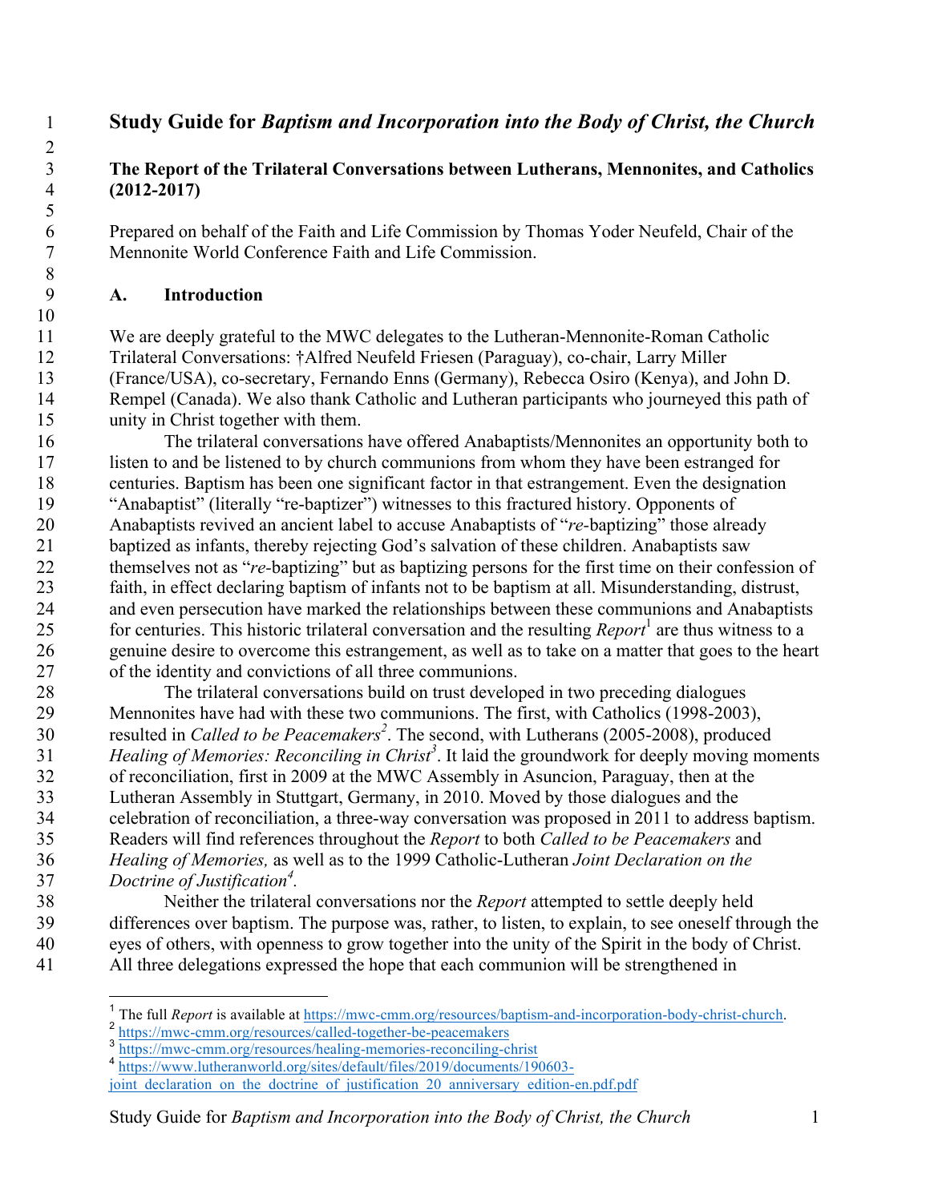# Study Guide for *Baptism and Incorporation into the Body of Christ, the Church*

## The Report of the Trilateral Conversations between Lutherans, Mennonites, and Catholics (2012-2017)

Prepared on behalf of the Faith and Life Commission by Thomas Yoder Neufeld, Chair of the Mennonite World Conference Faith and Life Commission.

## A. Introduction

We are deeply grateful to the MWC delegates to the Lutheran-Mennonite-Roman Catholic Trilateral Conversations: †Alfred Neufeld Friesen (Paraguay), co-chair, Larry Miller (France/USA), co-secretary, Fernando Enns (Germany), Rebecca Osiro (Kenya), and John D. Rempel (Canada). We also thank Catholic and Lutheran participants who journeyed this path of unity in Christ together with them.

The trilateral conversations have offered Anabaptists/Mennonites an opportunity both to listen to and be listened to by church communions from whom they have been estranged for centuries. Baptism has been one significant factor in that estrangement. Even the designation "Anabaptist" (literally "re-baptizer") witnesses to this fractured history. Opponents of Anabaptists revived an ancient label to accuse Anabaptists of "*re*-baptizing" those already baptized as infants, thereby rejecting God's salvation of these children. Anabaptists saw themselves not as "*re*-baptizing" but as baptizing persons for the first time on their confession of faith, in effect declaring baptism of infants not to be baptism at all. Misunderstanding, distrust, and even persecution have marked the relationships between these communions and Anabaptists for centuries. This historic trilateral conversation and the resulting *Report*[1] are thus witness to a genuine desire to overcome this estrangement, as well as to take on a matter that goes to the heart of the identity and convictions of all three communions.

The trilateral conversations build on trust developed in two preceding dialogues Mennonites have had with these two communions. The first, with Catholics (1998-2003), resulted in *Called to be Peacemakers*[2]. The second, with Lutherans (2005-2008), produced *Healing of Memories: Reconciling in Christ*[3]. It laid the groundwork for deeply moving moments of reconciliation, first in 2009 at the MWC Assembly in Asuncion, Paraguay, then at the Lutheran Assembly in Stuttgart, Germany, in 2010. Moved by those dialogues and the celebration of reconciliation, a three-way conversation was proposed in 2011 to address baptism. Readers will find references throughout the *Report* to both *Called to be Peacemakers* and *Healing of Memories,* as well as to the 1999 Catholic-Lutheran *Joint Declaration on the Doctrine of Justification*[4].

Neither the trilateral conversations nor the *Report* attempted to settle deeply held differences over baptism. The purpose was, rather, to listen, to explain, to see oneself through the eyes of others, with openness to grow together into the unity of the Spirit in the body of Christ. All three delegations expressed the hope that each communion will be strengthened in

---

[1] The full *Report* is available at https://mwc-cmm.org/resources/baptism-and-incorporation-body-christ-church.

[2] https://mwc-cmm.org/resources/called-together-be-peacemakers

[3] https://mwc-cmm.org/resources/healing-memories-reconciling-christ

[4] https://www.lutheranworld.org/sites/default/files/2019/documents/190603-joint_declaration_on_the_doctrine_of_justification_20_anniversary_edition-en.pdf.pdf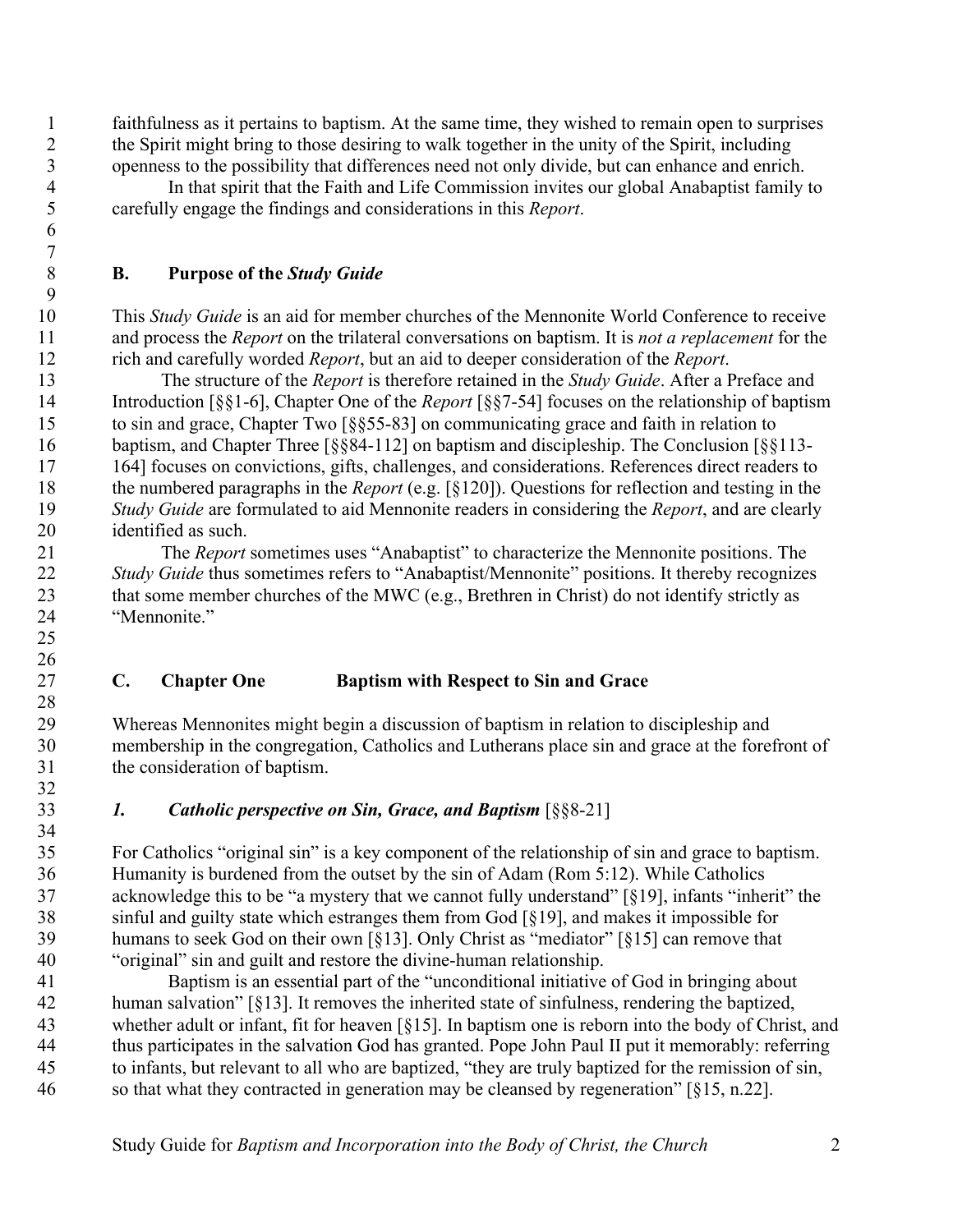faithfulness as it pertains to baptism. At the same time, they wished to remain open to surprises the Spirit might bring to those desiring to walk together in the unity of the Spirit, including openness to the possibility that differences need not only divide, but can enhance and enrich.

In that spirit that the Faith and Life Commission invites our global Anabaptist family to carefully engage the findings and considerations in this *Report*.

## B. Purpose of the *Study Guide*

This *Study Guide* is an aid for member churches of the Mennonite World Conference to receive and process the *Report* on the trilateral conversations on baptism. It is *not a replacement* for the rich and carefully worded *Report*, but an aid to deeper consideration of the *Report*.

The structure of the *Report* is therefore retained in the *Study Guide*. After a Preface and Introduction [§§1-6], Chapter One of the *Report* [§§7-54] focuses on the relationship of baptism to sin and grace, Chapter Two [§§55-83] on communicating grace and faith in relation to baptism, and Chapter Three [§§84-112] on baptism and discipleship. The Conclusion [§§113-164] focuses on convictions, gifts, challenges, and considerations. References direct readers to the numbered paragraphs in the *Report* (e.g. [§120]). Questions for reflection and testing in the *Study Guide* are formulated to aid Mennonite readers in considering the *Report*, and are clearly identified as such.

The *Report* sometimes uses "Anabaptist" to characterize the Mennonite positions. The *Study Guide* thus sometimes refers to "Anabaptist/Mennonite" positions. It thereby recognizes that some member churches of the MWC (e.g., Brethren in Christ) do not identify strictly as "Mennonite."

## C. Chapter One Baptism with Respect to Sin and Grace

Whereas Mennonites might begin a discussion of baptism in relation to discipleship and membership in the congregation, Catholics and Lutherans place sin and grace at the forefront of the consideration of baptism.

### *1. Catholic perspective on Sin, Grace, and Baptism* [§§8-21]

For Catholics "original sin" is a key component of the relationship of sin and grace to baptism. Humanity is burdened from the outset by the sin of Adam (Rom 5:12). While Catholics acknowledge this to be "a mystery that we cannot fully understand" [§19], infants "inherit" the sinful and guilty state which estranges them from God [§19], and makes it impossible for humans to seek God on their own [§13]. Only Christ as "mediator" [§15] can remove that "original" sin and guilt and restore the divine-human relationship.

Baptism is an essential part of the "unconditional initiative of God in bringing about human salvation" [§13]. It removes the inherited state of sinfulness, rendering the baptized, whether adult or infant, fit for heaven [§15]. In baptism one is reborn into the body of Christ, and thus participates in the salvation God has granted. Pope John Paul II put it memorably: referring to infants, but relevant to all who are baptized, "they are truly baptized for the remission of sin, so that what they contracted in generation may be cleansed by regeneration" [§15, n.22].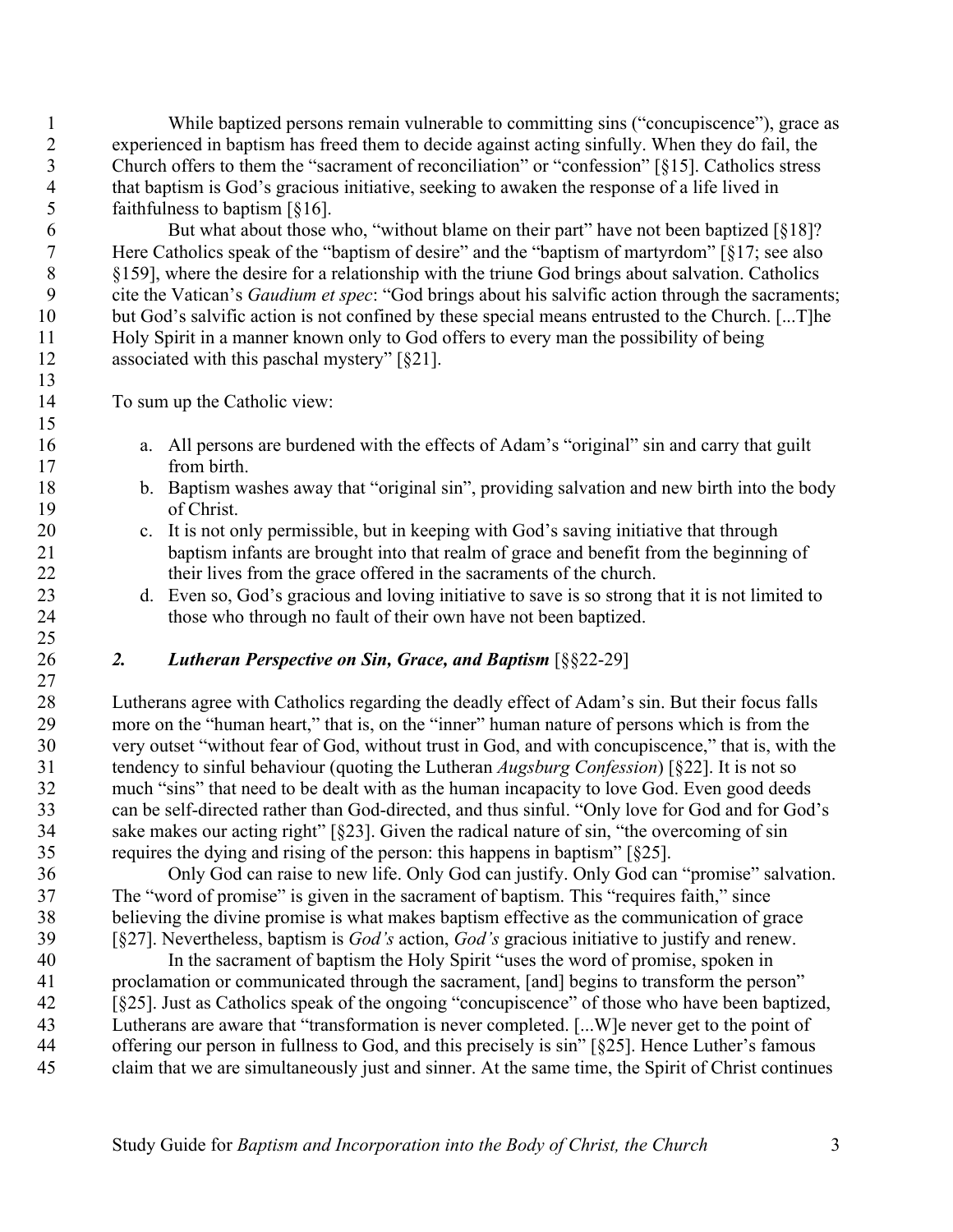While baptized persons remain vulnerable to committing sins (“concupiscence”), grace as experienced in baptism has freed them to decide against acting sinfully. When they do fail, the Church offers to them the “sacrament of reconciliation” or “confession” [§15]. Catholics stress that baptism is God’s gracious initiative, seeking to awaken the response of a life lived in faithfulness to baptism [§16].

But what about those who, “without blame on their part” have not been baptized [§18]? Here Catholics speak of the “baptism of desire” and the “baptism of martyrdom” [§17; see also §159], where the desire for a relationship with the triune God brings about salvation. Catholics cite the Vatican’s *Gaudium et spec*: “God brings about his salvific action through the sacraments; but God’s salvific action is not confined by these special means entrusted to the Church. [...T]he Holy Spirit in a manner known only to God offers to every man the possibility of being associated with this paschal mystery” [§21].

To sum up the Catholic view:

a. All persons are burdened with the effects of Adam’s “original” sin and carry that guilt from birth.
b. Baptism washes away that “original sin”, providing salvation and new birth into the body of Christ.
c. It is not only permissible, but in keeping with God’s saving initiative that through baptism infants are brought into that realm of grace and benefit from the beginning of their lives from the grace offered in the sacraments of the church.
d. Even so, God’s gracious and loving initiative to save is so strong that it is not limited to those who through no fault of their own have not been baptized.

## *2. Lutheran Perspective on Sin, Grace, and Baptism* [§§22-29]

Lutherans agree with Catholics regarding the deadly effect of Adam’s sin. But their focus falls more on the “human heart,” that is, on the “inner” human nature of persons which is from the very outset “without fear of God, without trust in God, and with concupiscence,” that is, with the tendency to sinful behaviour (quoting the Lutheran *Augsburg Confession*) [§22]. It is not so much “sins” that need to be dealt with as the human incapacity to love God. Even good deeds can be self-directed rather than God-directed, and thus sinful. “Only love for God and for God’s sake makes our acting right” [§23]. Given the radical nature of sin, “the overcoming of sin requires the dying and rising of the person: this happens in baptism” [§25].

Only God can raise to new life. Only God can justify. Only God can “promise” salvation. The “word of promise” is given in the sacrament of baptism. This “requires faith,” since believing the divine promise is what makes baptism effective as the communication of grace [§27]. Nevertheless, baptism is *God’s* action, *God’s* gracious initiative to justify and renew.

In the sacrament of baptism the Holy Spirit “uses the word of promise, spoken in proclamation or communicated through the sacrament, [and] begins to transform the person” [§25]. Just as Catholics speak of the ongoing “concupiscence” of those who have been baptized, Lutherans are aware that “transformation is never completed. [...W]e never get to the point of offering our person in fullness to God, and this precisely is sin” [§25]. Hence Luther’s famous claim that we are simultaneously just and sinner. At the same time, the Spirit of Christ continues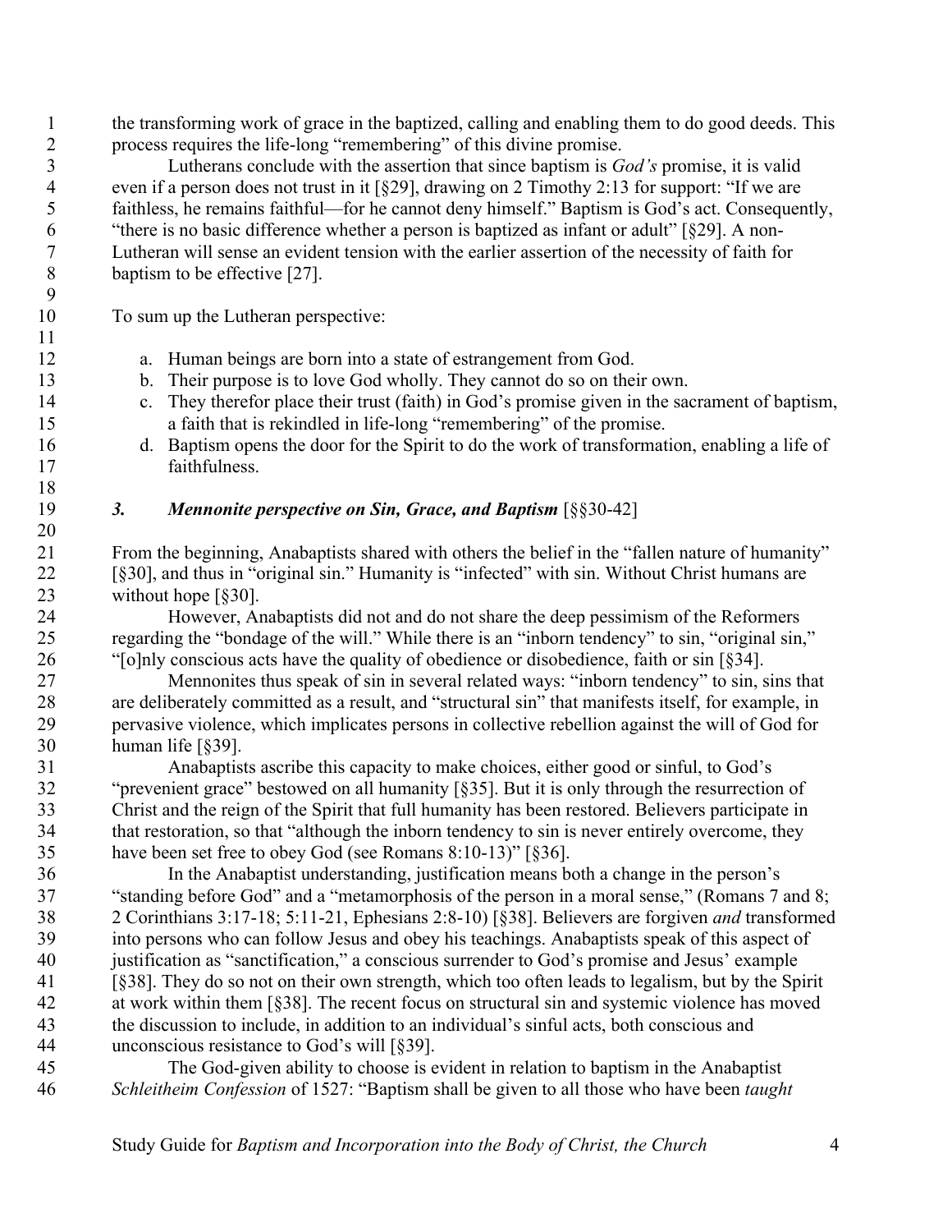the transforming work of grace in the baptized, calling and enabling them to do good deeds. This process requires the life-long "remembering" of this divine promise.

Lutherans conclude with the assertion that since baptism is *God's* promise, it is valid even if a person does not trust in it [§29], drawing on 2 Timothy 2:13 for support: "If we are faithless, he remains faithful—for he cannot deny himself." Baptism is God's act. Consequently, "there is no basic difference whether a person is baptized as infant or adult" [§29]. A non-Lutheran will sense an evident tension with the earlier assertion of the necessity of faith for baptism to be effective [27].

To sum up the Lutheran perspective:

a. Human beings are born into a state of estrangement from God.
b. Their purpose is to love God wholly. They cannot do so on their own.
c. They therefor place their trust (faith) in God's promise given in the sacrament of baptism, a faith that is rekindled in life-long "remembering" of the promise.
d. Baptism opens the door for the Spirit to do the work of transformation, enabling a life of faithfulness.

### *3. Mennonite perspective on Sin, Grace, and Baptism* [§§30-42]

From the beginning, Anabaptists shared with others the belief in the "fallen nature of humanity" [§30], and thus in "original sin." Humanity is "infected" with sin. Without Christ humans are without hope [§30].

However, Anabaptists did not and do not share the deep pessimism of the Reformers regarding the "bondage of the will." While there is an "inborn tendency" to sin, "original sin," "[o]nly conscious acts have the quality of obedience or disobedience, faith or sin [§34].

Mennonites thus speak of sin in several related ways: "inborn tendency" to sin, sins that are deliberately committed as a result, and "structural sin" that manifests itself, for example, in pervasive violence, which implicates persons in collective rebellion against the will of God for human life [§39].

Anabaptists ascribe this capacity to make choices, either good or sinful, to God's "prevenient grace" bestowed on all humanity [§35]. But it is only through the resurrection of Christ and the reign of the Spirit that full humanity has been restored. Believers participate in that restoration, so that "although the inborn tendency to sin is never entirely overcome, they have been set free to obey God (see Romans 8:10-13)" [§36].

In the Anabaptist understanding, justification means both a change in the person's "standing before God" and a "metamorphosis of the person in a moral sense," (Romans 7 and 8; 2 Corinthians 3:17-18; 5:11-21, Ephesians 2:8-10) [§38]. Believers are forgiven *and* transformed into persons who can follow Jesus and obey his teachings. Anabaptists speak of this aspect of justification as "sanctification," a conscious surrender to God's promise and Jesus' example [§38]. They do so not on their own strength, which too often leads to legalism, but by the Spirit at work within them [§38]. The recent focus on structural sin and systemic violence has moved the discussion to include, in addition to an individual's sinful acts, both conscious and unconscious resistance to God's will [§39].

The God-given ability to choose is evident in relation to baptism in the Anabaptist *Schleitheim Confession* of 1527: "Baptism shall be given to all those who have been *taught*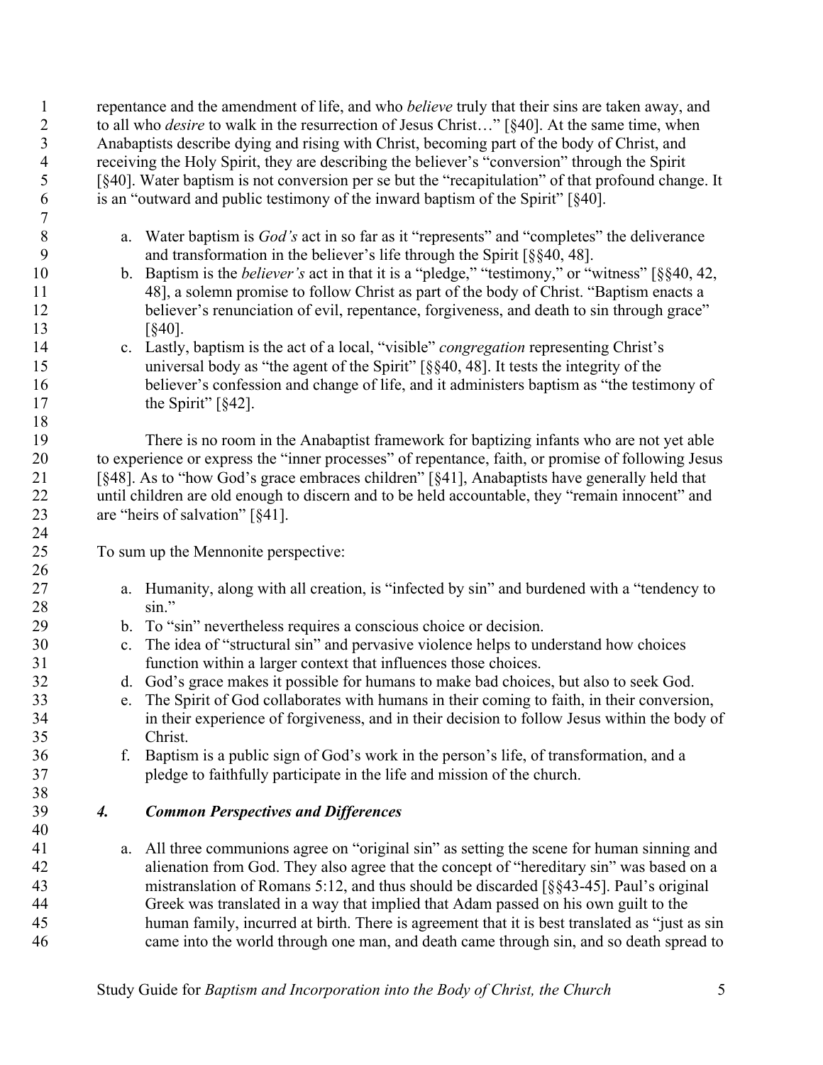repentance and the amendment of life, and who *believe* truly that their sins are taken away, and to all who *desire* to walk in the resurrection of Jesus Christ…" [§40]. At the same time, when Anabaptists describe dying and rising with Christ, becoming part of the body of Christ, and receiving the Holy Spirit, they are describing the believer's "conversion" through the Spirit [§40]. Water baptism is not conversion per se but the "recapitulation" of that profound change. It is an "outward and public testimony of the inward baptism of the Spirit" [§40].

a. Water baptism is *God's* act in so far as it "represents" and "completes" the deliverance and transformation in the believer's life through the Spirit [§§40, 48].
b. Baptism is the *believer's* act in that it is a "pledge," "testimony," or "witness" [§§40, 42, 48], a solemn promise to follow Christ as part of the body of Christ. "Baptism enacts a believer's renunciation of evil, repentance, forgiveness, and death to sin through grace" [§40].
c. Lastly, baptism is the act of a local, "visible" *congregation* representing Christ's universal body as "the agent of the Spirit" [§§40, 48]. It tests the integrity of the believer's confession and change of life, and it administers baptism as "the testimony of the Spirit" [§42].

There is no room in the Anabaptist framework for baptizing infants who are not yet able to experience or express the "inner processes" of repentance, faith, or promise of following Jesus [§48]. As to "how God's grace embraces children" [§41], Anabaptists have generally held that until children are old enough to discern and to be held accountable, they "remain innocent" and are "heirs of salvation" [§41].

To sum up the Mennonite perspective:

a. Humanity, along with all creation, is "infected by sin" and burdened with a "tendency to sin."
b. To "sin" nevertheless requires a conscious choice or decision.
c. The idea of "structural sin" and pervasive violence helps to understand how choices function within a larger context that influences those choices.
d. God's grace makes it possible for humans to make bad choices, but also to seek God.
e. The Spirit of God collaborates with humans in their coming to faith, in their conversion, in their experience of forgiveness, and in their decision to follow Jesus within the body of Christ.
f. Baptism is a public sign of God's work in the person's life, of transformation, and a pledge to faithfully participate in the life and mission of the church.

### *4. Common Perspectives and Differences*

a. All three communions agree on "original sin" as setting the scene for human sinning and alienation from God. They also agree that the concept of "hereditary sin" was based on a mistranslation of Romans 5:12, and thus should be discarded [§§43-45]. Paul's original Greek was translated in a way that implied that Adam passed on his own guilt to the human family, incurred at birth. There is agreement that it is best translated as "just as sin came into the world through one man, and death came through sin, and so death spread to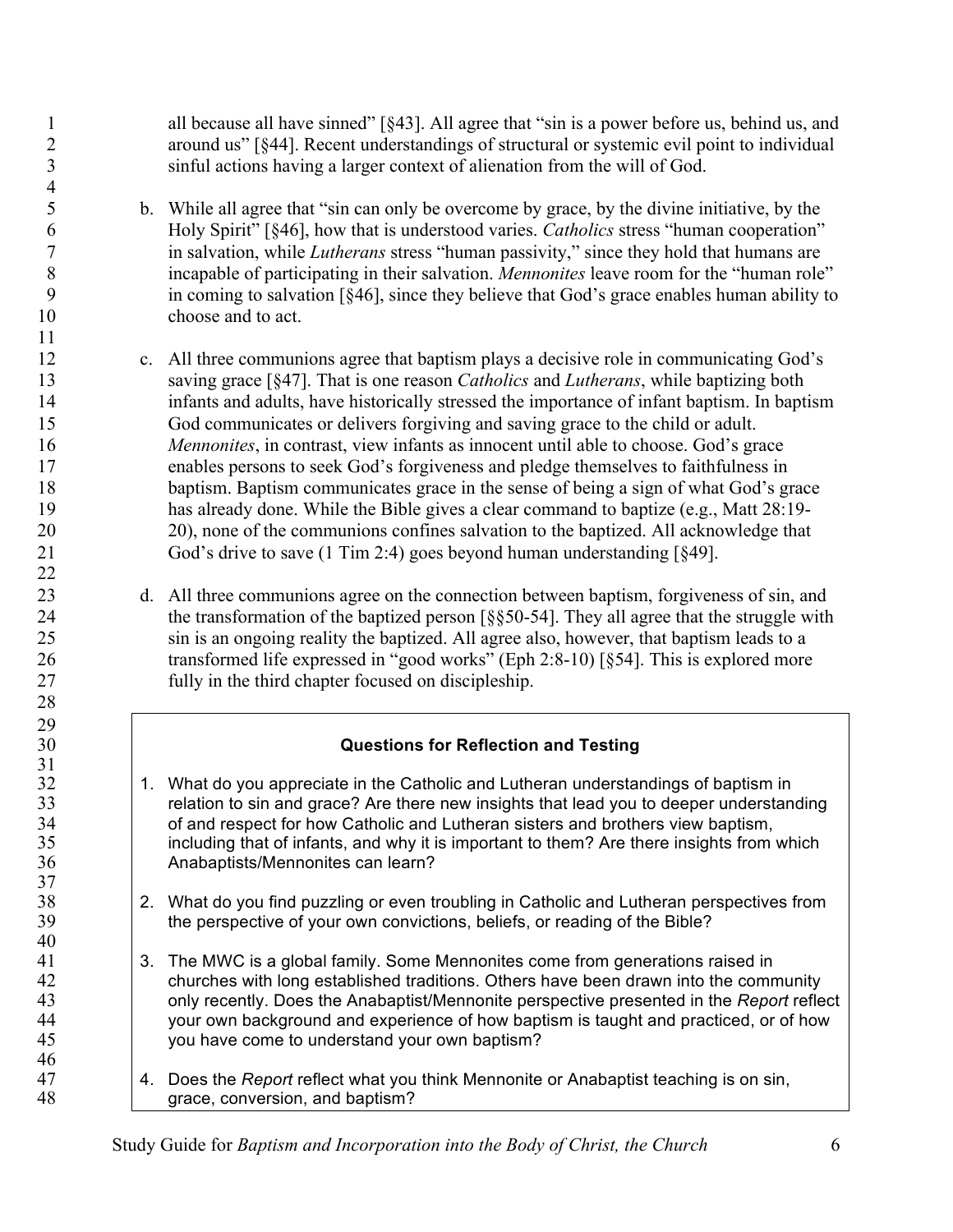all because all have sinned" [§43]. All agree that "sin is a power before us, behind us, and around us" [§44]. Recent understandings of structural or systemic evil point to individual sinful actions having a larger context of alienation from the will of God.

b. While all agree that "sin can only be overcome by grace, by the divine initiative, by the Holy Spirit" [§46], how that is understood varies. *Catholics* stress "human cooperation" in salvation, while *Lutherans* stress "human passivity," since they hold that humans are incapable of participating in their salvation. *Mennonites* leave room for the "human role" in coming to salvation [§46], since they believe that God's grace enables human ability to choose and to act.

c. All three communions agree that baptism plays a decisive role in communicating God's saving grace [§47]. That is one reason *Catholics* and *Lutherans*, while baptizing both infants and adults, have historically stressed the importance of infant baptism. In baptism God communicates or delivers forgiving and saving grace to the child or adult. *Mennonites*, in contrast, view infants as innocent until able to choose. God's grace enables persons to seek God's forgiveness and pledge themselves to faithfulness in baptism. Baptism communicates grace in the sense of being a sign of what God's grace has already done. While the Bible gives a clear command to baptize (e.g., Matt 28:19-20), none of the communions confines salvation to the baptized. All acknowledge that God's drive to save (1 Tim 2:4) goes beyond human understanding [§49].

d. All three communions agree on the connection between baptism, forgiveness of sin, and the transformation of the baptized person [§§50-54]. They all agree that the struggle with sin is an ongoing reality the baptized. All agree also, however, that baptism leads to a transformed life expressed in "good works" (Eph 2:8-10) [§54]. This is explored more fully in the third chapter focused on discipleship.

**Questions for Reflection and Testing**

1. What do you appreciate in the Catholic and Lutheran understandings of baptism in relation to sin and grace? Are there new insights that lead you to deeper understanding of and respect for how Catholic and Lutheran sisters and brothers view baptism, including that of infants, and why it is important to them? Are there insights from which Anabaptists/Mennonites can learn?

2. What do you find puzzling or even troubling in Catholic and Lutheran perspectives from the perspective of your own convictions, beliefs, or reading of the Bible?

3. The MWC is a global family. Some Mennonites come from generations raised in churches with long established traditions. Others have been drawn into the community only recently. Does the Anabaptist/Mennonite perspective presented in the *Report* reflect your own background and experience of how baptism is taught and practiced, or of how you have come to understand your own baptism?

4. Does the *Report* reflect what you think Mennonite or Anabaptist teaching is on sin, grace, conversion, and baptism?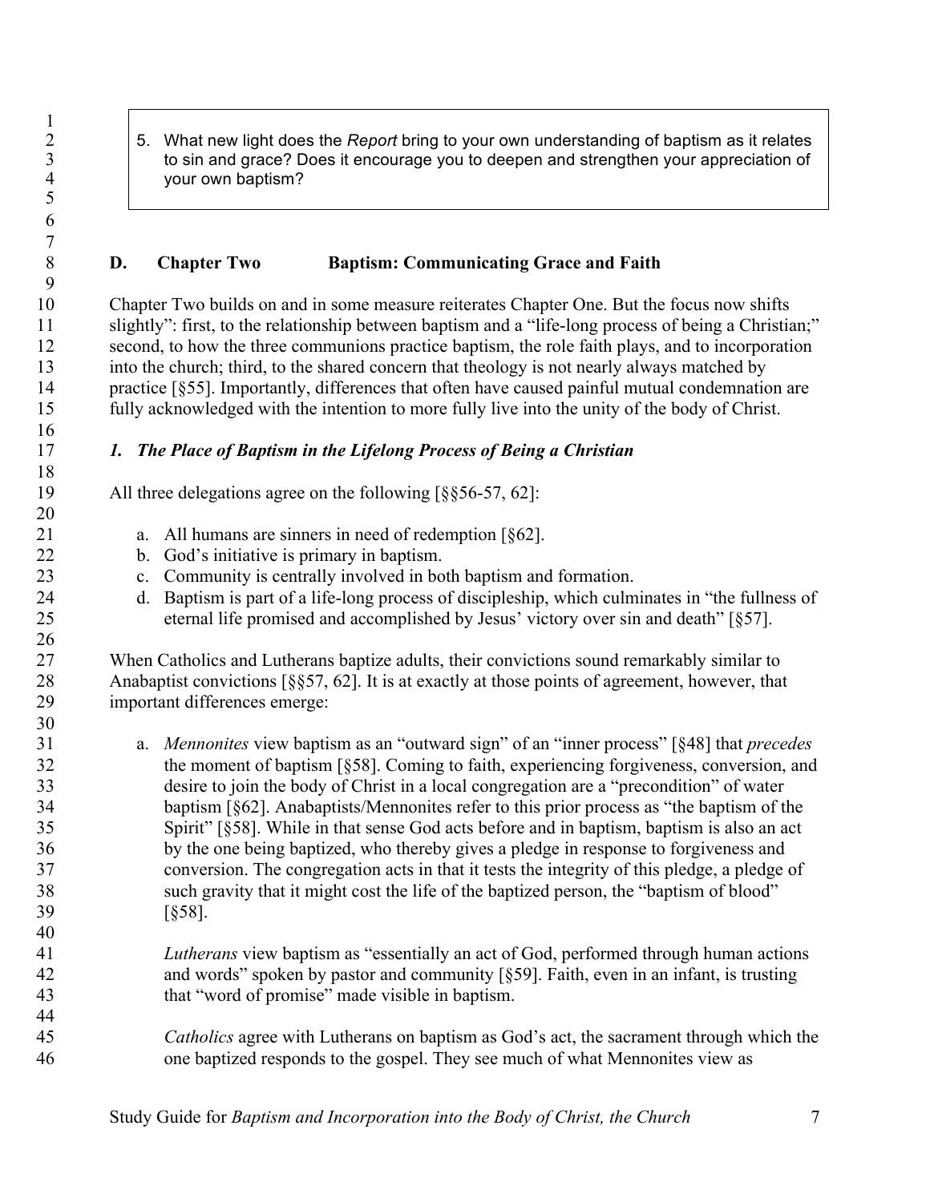5. What new light does the *Report* bring to your own understanding of baptism as it relates to sin and grace? Does it encourage you to deepen and strengthen your appreciation of your own baptism?

## D. Chapter Two Baptism: Communicating Grace and Faith

Chapter Two builds on and in some measure reiterates Chapter One. But the focus now shifts slightly": first, to the relationship between baptism and a "life-long process of being a Christian;" second, to how the three communions practice baptism, the role faith plays, and to incorporation into the church; third, to the shared concern that theology is not nearly always matched by practice [§55]. Importantly, differences that often have caused painful mutual condemnation are fully acknowledged with the intention to more fully live into the unity of the body of Christ.

### *1. The Place of Baptism in the Lifelong Process of Being a Christian*

All three delegations agree on the following [§§56-57, 62]:

a. All humans are sinners in need of redemption [§62].
b. God's initiative is primary in baptism.
c. Community is centrally involved in both baptism and formation.
d. Baptism is part of a life-long process of discipleship, which culminates in "the fullness of eternal life promised and accomplished by Jesus' victory over sin and death" [§57].

When Catholics and Lutherans baptize adults, their convictions sound remarkably similar to Anabaptist convictions [§§57, 62]. It is at exactly at those points of agreement, however, that important differences emerge:

a. *Mennonites* view baptism as an "outward sign" of an "inner process" [§48] that *precedes* the moment of baptism [§58]. Coming to faith, experiencing forgiveness, conversion, and desire to join the body of Christ in a local congregation are a "precondition" of water baptism [§62]. Anabaptists/Mennonites refer to this prior process as "the baptism of the Spirit" [§58]. While in that sense God acts before and in baptism, baptism is also an act by the one being baptized, who thereby gives a pledge in response to forgiveness and conversion. The congregation acts in that it tests the integrity of this pledge, a pledge of such gravity that it might cost the life of the baptized person, the "baptism of blood" [§58].

   *Lutherans* view baptism as "essentially an act of God, performed through human actions and words" spoken by pastor and community [§59]. Faith, even in an infant, is trusting that "word of promise" made visible in baptism.

   *Catholics* agree with Lutherans on baptism as God's act, the sacrament through which the one baptized responds to the gospel. They see much of what Mennonites view as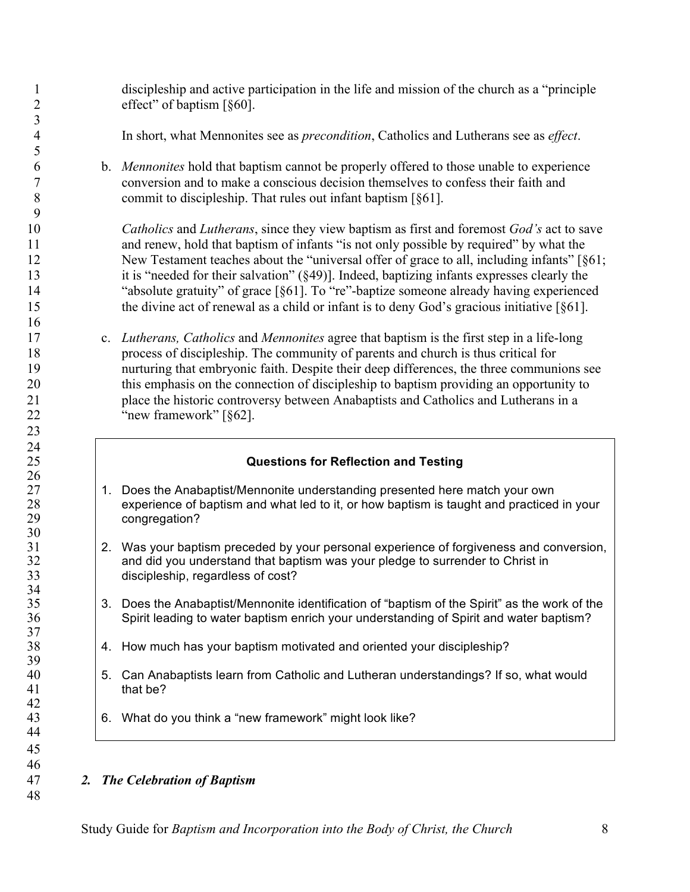discipleship and active participation in the life and mission of the church as a "principle effect" of baptism [§60].

In short, what Mennonites see as *precondition*, Catholics and Lutherans see as *effect*.

b. *Mennonites* hold that baptism cannot be properly offered to those unable to experience conversion and to make a conscious decision themselves to confess their faith and commit to discipleship. That rules out infant baptism [§61].

   *Catholics* and *Lutherans*, since they view baptism as first and foremost *God's* act to save and renew, hold that baptism of infants "is not only possible by required" by what the New Testament teaches about the "universal offer of grace to all, including infants" [§61; it is "needed for their salvation" (§49)]. Indeed, baptizing infants expresses clearly the "absolute gratuity" of grace [§61]. To "re"-baptize someone already having experienced the divine act of renewal as a child or infant is to deny God's gracious initiative [§61].

c. *Lutherans, Catholics* and *Mennonites* agree that baptism is the first step in a life-long process of discipleship. The community of parents and church is thus critical for nurturing that embryonic faith. Despite their deep differences, the three communions see this emphasis on the connection of discipleship to baptism providing an opportunity to place the historic controversy between Anabaptists and Catholics and Lutherans in a "new framework" [§62].

**Questions for Reflection and Testing**

1. Does the Anabaptist/Mennonite understanding presented here match your own experience of baptism and what led to it, or how baptism is taught and practiced in your congregation?
2. Was your baptism preceded by your personal experience of forgiveness and conversion, and did you understand that baptism was your pledge to surrender to Christ in discipleship, regardless of cost?
3. Does the Anabaptist/Mennonite identification of "baptism of the Spirit" as the work of the Spirit leading to water baptism enrich your understanding of Spirit and water baptism?
4. How much has your baptism motivated and oriented your discipleship?
5. Can Anabaptists learn from Catholic and Lutheran understandings? If so, what would that be?
6. What do you think a "new framework" might look like?

### *2. The Celebration of Baptism*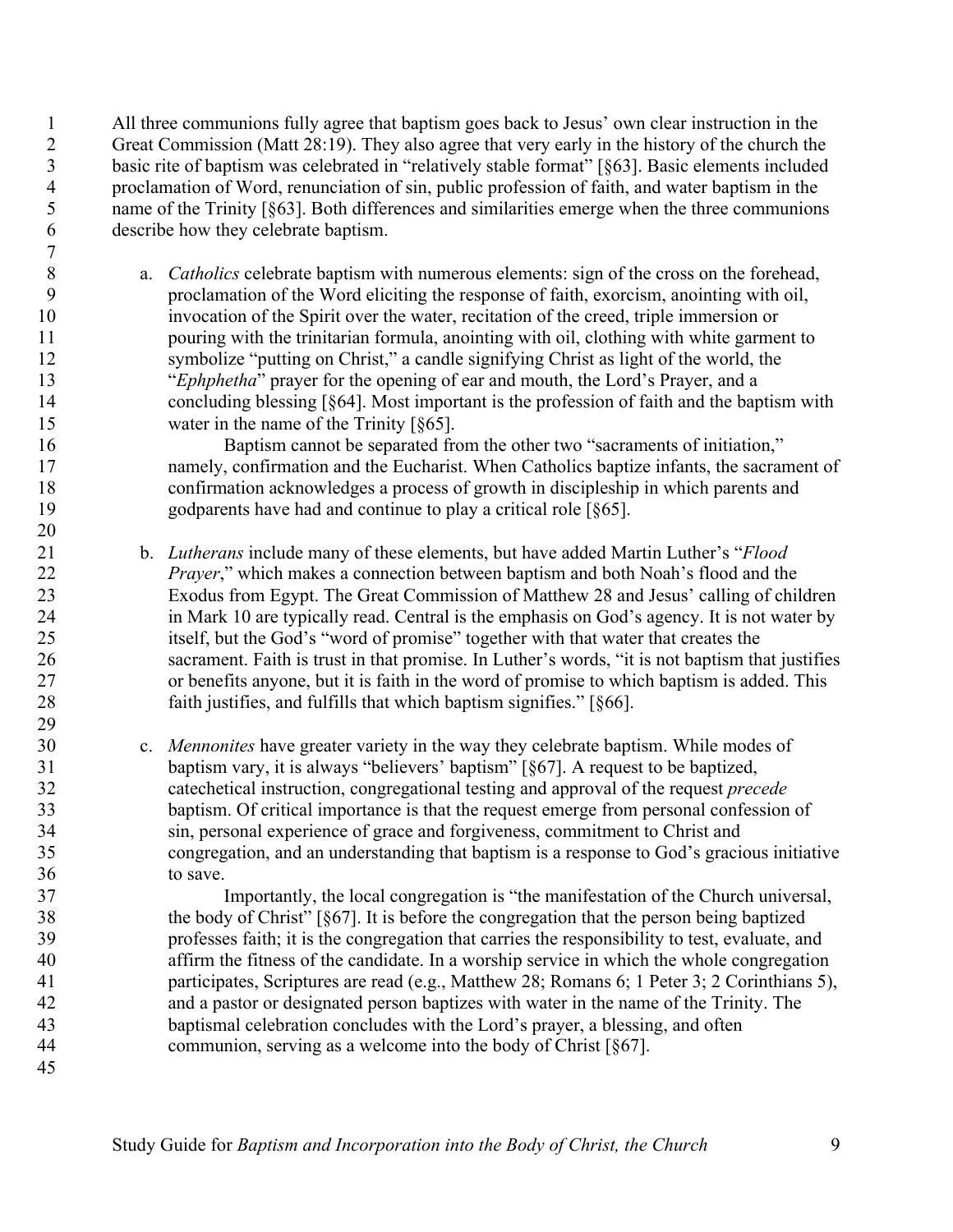All three communions fully agree that baptism goes back to Jesus' own clear instruction in the Great Commission (Matt 28:19). They also agree that very early in the history of the church the basic rite of baptism was celebrated in "relatively stable format" [§63]. Basic elements included proclamation of Word, renunciation of sin, public profession of faith, and water baptism in the name of the Trinity [§63]. Both differences and similarities emerge when the three communions describe how they celebrate baptism.

a. *Catholics* celebrate baptism with numerous elements: sign of the cross on the forehead, proclamation of the Word eliciting the response of faith, exorcism, anointing with oil, invocation of the Spirit over the water, recitation of the creed, triple immersion or pouring with the trinitarian formula, anointing with oil, clothing with white garment to symbolize "putting on Christ," a candle signifying Christ as light of the world, the "*Ephphetha*" prayer for the opening of ear and mouth, the Lord's Prayer, and a concluding blessing [§64]. Most important is the profession of faith and the baptism with water in the name of the Trinity [§65].

   Baptism cannot be separated from the other two "sacraments of initiation," namely, confirmation and the Eucharist. When Catholics baptize infants, the sacrament of confirmation acknowledges a process of growth in discipleship in which parents and godparents have had and continue to play a critical role [§65].

b. *Lutherans* include many of these elements, but have added Martin Luther's "*Flood Prayer*," which makes a connection between baptism and both Noah's flood and the Exodus from Egypt. The Great Commission of Matthew 28 and Jesus' calling of children in Mark 10 are typically read. Central is the emphasis on God's agency. It is not water by itself, but the God's "word of promise" together with that water that creates the sacrament. Faith is trust in that promise. In Luther's words, "it is not baptism that justifies or benefits anyone, but it is faith in the word of promise to which baptism is added. This faith justifies, and fulfills that which baptism signifies." [§66].

c. *Mennonites* have greater variety in the way they celebrate baptism. While modes of baptism vary, it is always "believers' baptism" [§67]. A request to be baptized, catechetical instruction, congregational testing and approval of the request *precede* baptism. Of critical importance is that the request emerge from personal confession of sin, personal experience of grace and forgiveness, commitment to Christ and congregation, and an understanding that baptism is a response to God's gracious initiative to save.

   Importantly, the local congregation is "the manifestation of the Church universal, the body of Christ" [§67]. It is before the congregation that the person being baptized professes faith; it is the congregation that carries the responsibility to test, evaluate, and affirm the fitness of the candidate. In a worship service in which the whole congregation participates, Scriptures are read (e.g., Matthew 28; Romans 6; 1 Peter 3; 2 Corinthians 5), and a pastor or designated person baptizes with water in the name of the Trinity. The baptismal celebration concludes with the Lord's prayer, a blessing, and often communion, serving as a welcome into the body of Christ [§67].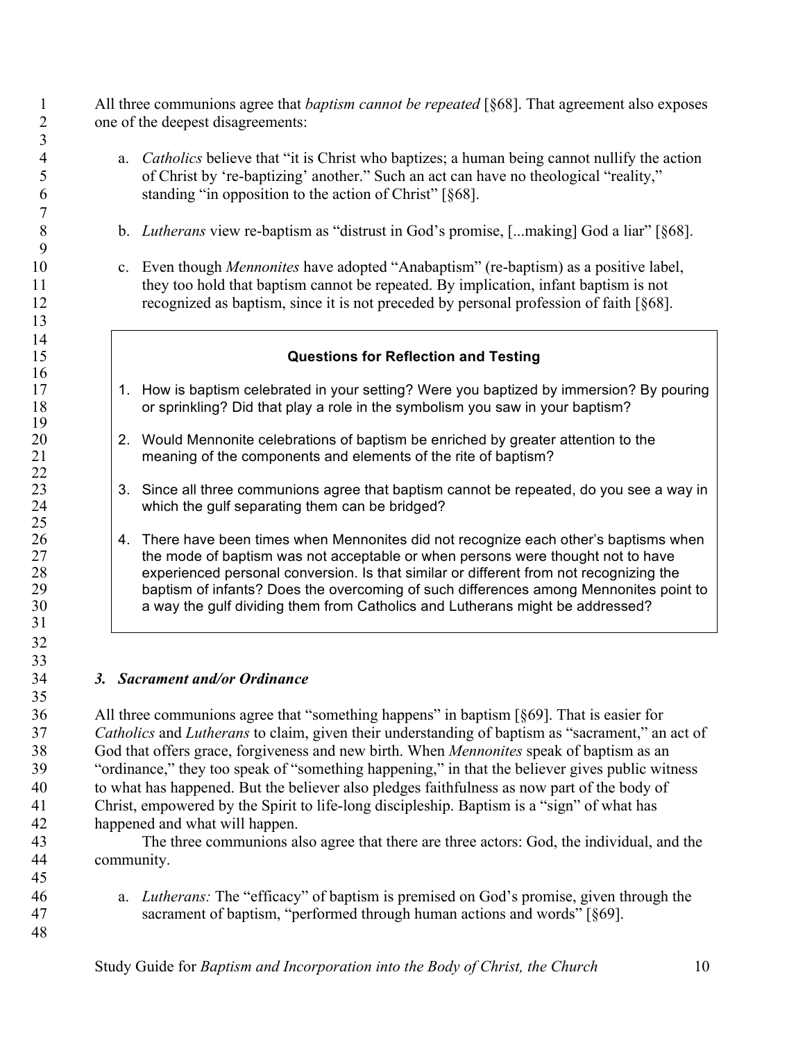All three communions agree that *baptism cannot be repeated* [§68]. That agreement also exposes one of the deepest disagreements:

a. *Catholics* believe that "it is Christ who baptizes; a human being cannot nullify the action of Christ by 're-baptizing' another." Such an act can have no theological "reality," standing "in opposition to the action of Christ" [§68].

b. *Lutherans* view re-baptism as "distrust in God's promise, [...making] God a liar" [§68].

c. Even though *Mennonites* have adopted "Anabaptism" (re-baptism) as a positive label, they too hold that baptism cannot be repeated. By implication, infant baptism is not recognized as baptism, since it is not preceded by personal profession of faith [§68].

> **Questions for Reflection and Testing**
>
> 1. How is baptism celebrated in your setting? Were you baptized by immersion? By pouring or sprinkling? Did that play a role in the symbolism you saw in your baptism?
>
> 2. Would Mennonite celebrations of baptism be enriched by greater attention to the meaning of the components and elements of the rite of baptism?
>
> 3. Since all three communions agree that baptism cannot be repeated, do you see a way in which the gulf separating them can be bridged?
>
> 4. There have been times when Mennonites did not recognize each other's baptisms when the mode of baptism was not acceptable or when persons were thought not to have experienced personal conversion. Is that similar or different from not recognizing the baptism of infants? Does the overcoming of such differences among Mennonites point to a way the gulf dividing them from Catholics and Lutherans might be addressed?

### *3. Sacrament and/or Ordinance*

All three communions agree that "something happens" in baptism [§69]. That is easier for *Catholics* and *Lutherans* to claim, given their understanding of baptism as "sacrament," an act of God that offers grace, forgiveness and new birth. When *Mennonites* speak of baptism as an "ordinance," they too speak of "something happening," in that the believer gives public witness to what has happened. But the believer also pledges faithfulness as now part of the body of Christ, empowered by the Spirit to life-long discipleship. Baptism is a "sign" of what has happened and what will happen.

The three communions also agree that there are three actors: God, the individual, and the community.

a. *Lutherans:* The "efficacy" of baptism is premised on God's promise, given through the sacrament of baptism, "performed through human actions and words" [§69].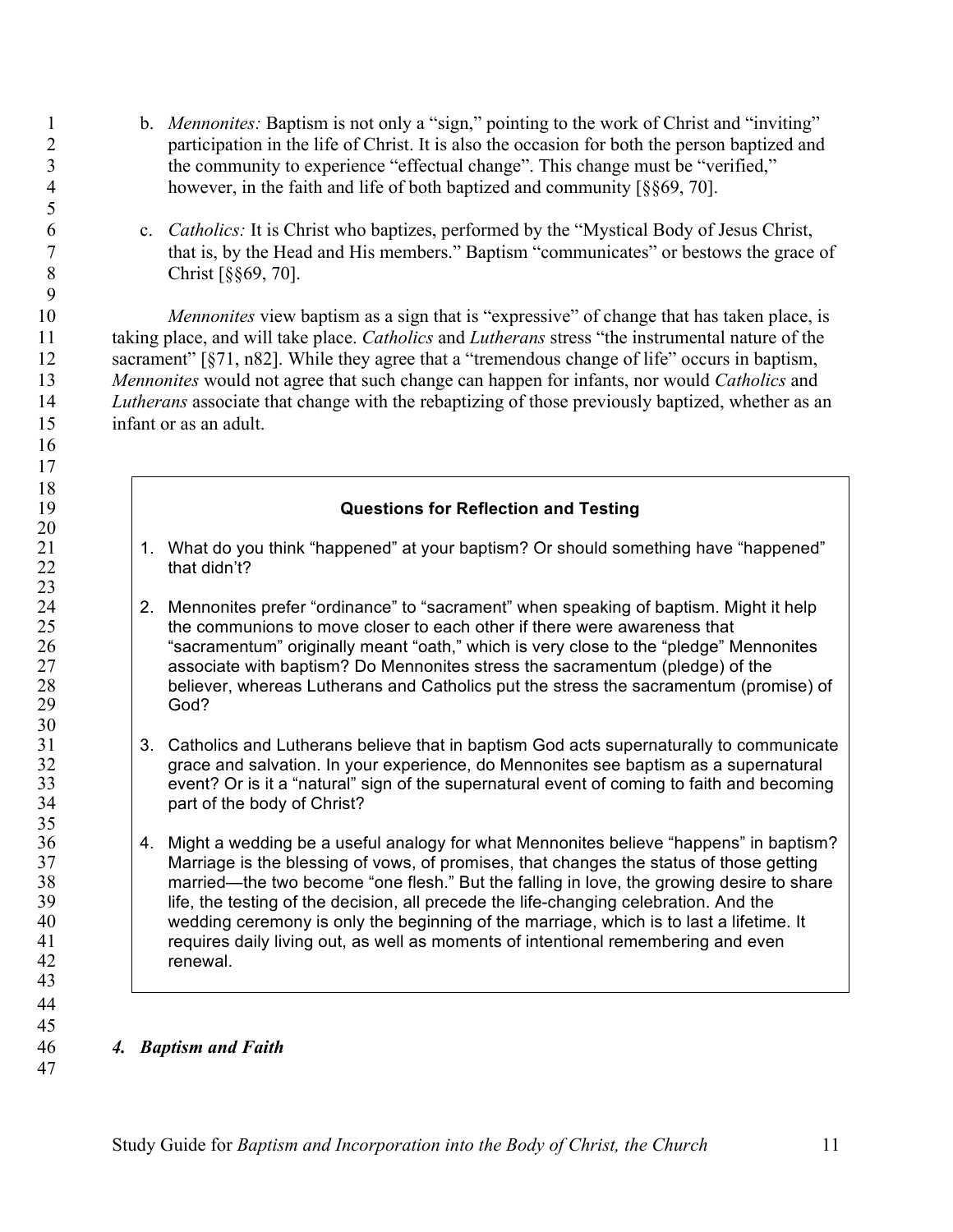b. *Mennonites:* Baptism is not only a "sign," pointing to the work of Christ and "inviting" participation in the life of Christ. It is also the occasion for both the person baptized and the community to experience "effectual change". This change must be "verified," however, in the faith and life of both baptized and community [§§69, 70].

c. *Catholics:* It is Christ who baptizes, performed by the "Mystical Body of Jesus Christ, that is, by the Head and His members." Baptism "communicates" or bestows the grace of Christ [§§69, 70].

*Mennonites* view baptism as a sign that is "expressive" of change that has taken place, is taking place, and will take place. *Catholics* and *Lutherans* stress "the instrumental nature of the sacrament" [§71, n82]. While they agree that a "tremendous change of life" occurs in baptism, *Mennonites* would not agree that such change can happen for infants, nor would *Catholics* and *Lutherans* associate that change with the rebaptizing of those previously baptized, whether as an infant or as an adult.

**Questions for Reflection and Testing**

1. What do you think "happened" at your baptism? Or should something have "happened" that didn't?

2. Mennonites prefer "ordinance" to "sacrament" when speaking of baptism. Might it help the communions to move closer to each other if there were awareness that "sacramentum" originally meant "oath," which is very close to the "pledge" Mennonites associate with baptism? Do Mennonites stress the sacramentum (pledge) of the believer, whereas Lutherans and Catholics put the stress the sacramentum (promise) of God?

3. Catholics and Lutherans believe that in baptism God acts supernaturally to communicate grace and salvation. In your experience, do Mennonites see baptism as a supernatural event? Or is it a "natural" sign of the supernatural event of coming to faith and becoming part of the body of Christ?

4. Might a wedding be a useful analogy for what Mennonites believe "happens" in baptism? Marriage is the blessing of vows, of promises, that changes the status of those getting married—the two become "one flesh." But the falling in love, the growing desire to share life, the testing of the decision, all precede the life-changing celebration. And the wedding ceremony is only the beginning of the marriage, which is to last a lifetime. It requires daily living out, as well as moments of intentional remembering and even renewal.

### *4. Baptism and Faith*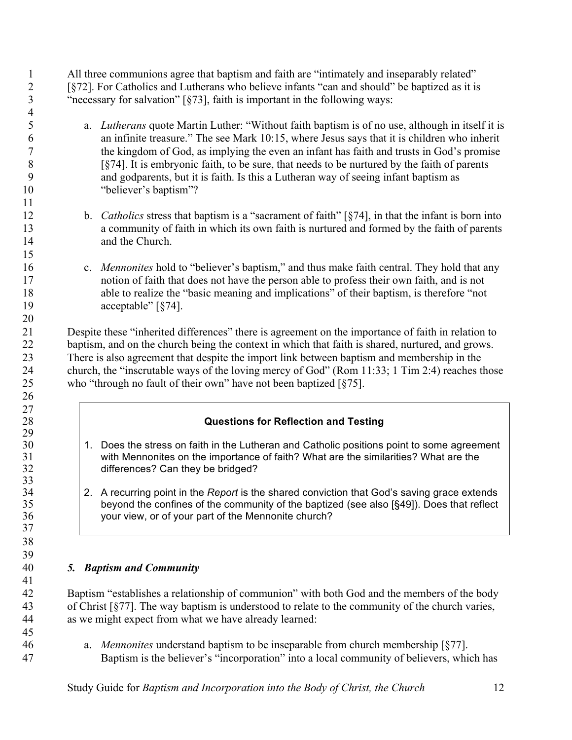All three communions agree that baptism and faith are "intimately and inseparably related" [§72]. For Catholics and Lutherans who believe infants "can and should" be baptized as it is "necessary for salvation" [§73], faith is important in the following ways:

a. *Lutherans* quote Martin Luther: "Without faith baptism is of no use, although in itself it is an infinite treasure." The see Mark 10:15, where Jesus says that it is children who inherit the kingdom of God, as implying the even an infant has faith and trusts in God's promise [§74]. It is embryonic faith, to be sure, that needs to be nurtured by the faith of parents and godparents, but it is faith. Is this a Lutheran way of seeing infant baptism as "believer's baptism"?

b. *Catholics* stress that baptism is a "sacrament of faith" [§74], in that the infant is born into a community of faith in which its own faith is nurtured and formed by the faith of parents and the Church.

c. *Mennonites* hold to "believer's baptism," and thus make faith central. They hold that any notion of faith that does not have the person able to profess their own faith, and is not able to realize the "basic meaning and implications" of their baptism, is therefore "not acceptable" [§74].

Despite these "inherited differences" there is agreement on the importance of faith in relation to baptism, and on the church being the context in which that faith is shared, nurtured, and grows. There is also agreement that despite the import link between baptism and membership in the church, the "inscrutable ways of the loving mercy of God" (Rom 11:33; 1 Tim 2:4) reaches those who "through no fault of their own" have not been baptized [§75].

**Questions for Reflection and Testing**

1. Does the stress on faith in the Lutheran and Catholic positions point to some agreement with Mennonites on the importance of faith? What are the similarities? What are the differences? Can they be bridged?

2. A recurring point in the *Report* is the shared conviction that God's saving grace extends beyond the confines of the community of the baptized (see also [§49]). Does that reflect your view, or of your part of the Mennonite church?

### *5. Baptism and Community*

Baptism "establishes a relationship of communion" with both God and the members of the body of Christ [§77]. The way baptism is understood to relate to the community of the church varies, as we might expect from what we have already learned:

a. *Mennonites* understand baptism to be inseparable from church membership [§77]. Baptism is the believer's "incorporation" into a local community of believers, which has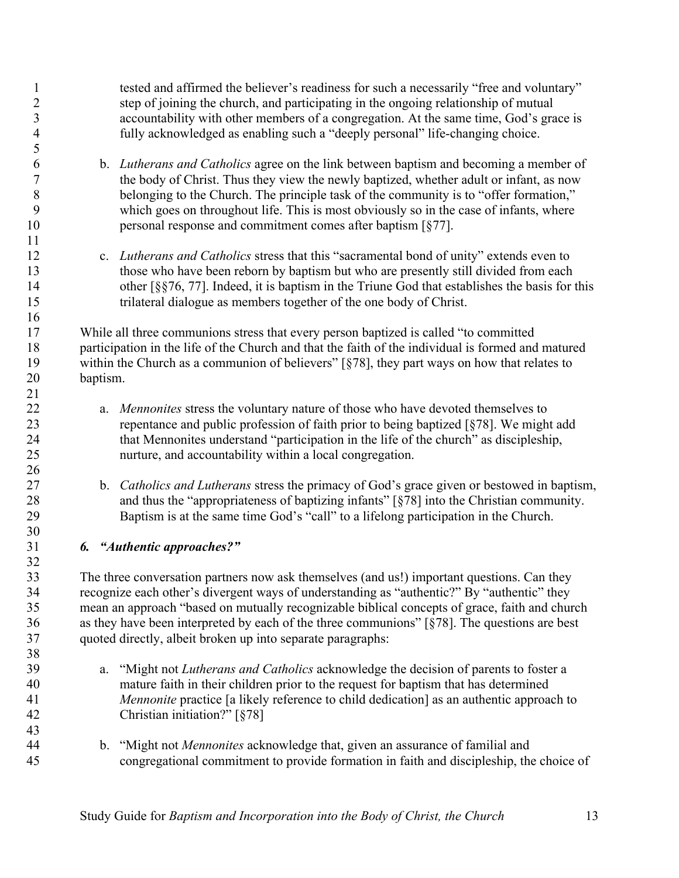tested and affirmed the believer's readiness for such a necessarily "free and voluntary" step of joining the church, and participating in the ongoing relationship of mutual accountability with other members of a congregation. At the same time, God's grace is fully acknowledged as enabling such a "deeply personal" life-changing choice.

b. *Lutherans and Catholics* agree on the link between baptism and becoming a member of the body of Christ. Thus they view the newly baptized, whether adult or infant, as now belonging to the Church. The principle task of the community is to "offer formation," which goes on throughout life. This is most obviously so in the case of infants, where personal response and commitment comes after baptism [§77].

c. *Lutherans and Catholics* stress that this "sacramental bond of unity" extends even to those who have been reborn by baptism but who are presently still divided from each other [§§76, 77]. Indeed, it is baptism in the Triune God that establishes the basis for this trilateral dialogue as members together of the one body of Christ.

While all three communions stress that every person baptized is called "to committed participation in the life of the Church and that the faith of the individual is formed and matured within the Church as a communion of believers" [§78], they part ways on how that relates to baptism.

a. *Mennonites* stress the voluntary nature of those who have devoted themselves to repentance and public profession of faith prior to being baptized [§78]. We might add that Mennonites understand "participation in the life of the church" as discipleship, nurture, and accountability within a local congregation.

b. *Catholics and Lutherans* stress the primacy of God's grace given or bestowed in baptism, and thus the "appropriateness of baptizing infants" [§78] into the Christian community. Baptism is at the same time God's "call" to a lifelong participation in the Church.

### *6. "Authentic approaches?"*

The three conversation partners now ask themselves (and us!) important questions. Can they recognize each other's divergent ways of understanding as "authentic?" By "authentic" they mean an approach "based on mutually recognizable biblical concepts of grace, faith and church as they have been interpreted by each of the three communions" [§78]. The questions are best quoted directly, albeit broken up into separate paragraphs:

a. "Might not *Lutherans and Catholics* acknowledge the decision of parents to foster a mature faith in their children prior to the request for baptism that has determined *Mennonite* practice [a likely reference to child dedication] as an authentic approach to Christian initiation?" [§78]

b. "Might not *Mennonites* acknowledge that, given an assurance of familial and congregational commitment to provide formation in faith and discipleship, the choice of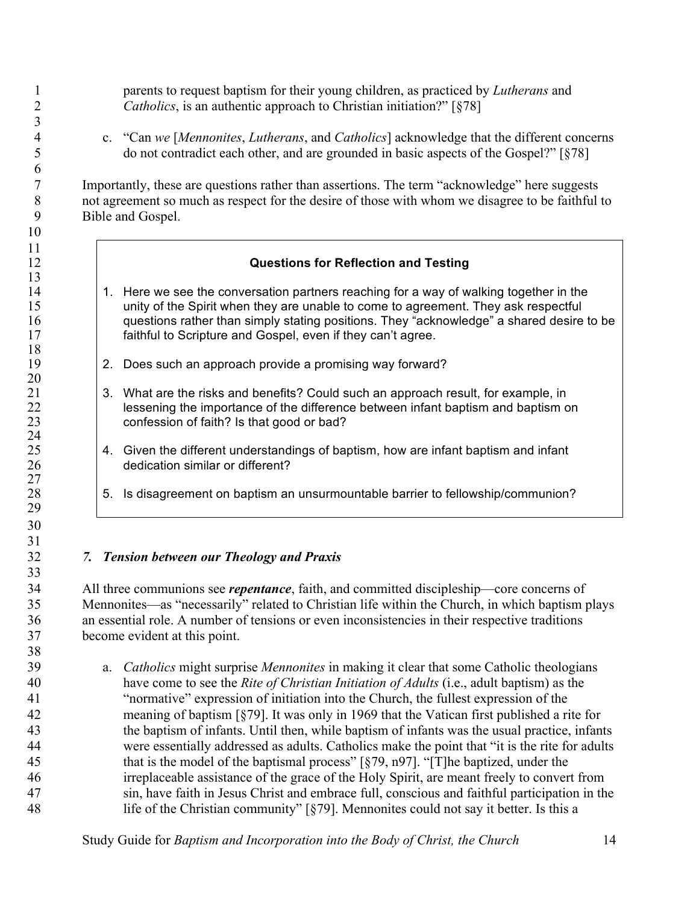parents to request baptism for their young children, as practiced by *Lutherans* and *Catholics*, is an authentic approach to Christian initiation?" [§78]

c. "Can *we* [*Mennonites*, *Lutherans*, and *Catholics*] acknowledge that the different concerns do not contradict each other, and are grounded in basic aspects of the Gospel?" [§78]

Importantly, these are questions rather than assertions. The term "acknowledge" here suggests not agreement so much as respect for the desire of those with whom we disagree to be faithful to Bible and Gospel.

> **Questions for Reflection and Testing**
>
> 1. Here we see the conversation partners reaching for a way of walking together in the unity of the Spirit when they are unable to come to agreement. They ask respectful questions rather than simply stating positions. They "acknowledge" a shared desire to be faithful to Scripture and Gospel, even if they can't agree.
> 2. Does such an approach provide a promising way forward?
> 3. What are the risks and benefits? Could such an approach result, for example, in lessening the importance of the difference between infant baptism and baptism on confession of faith? Is that good or bad?
> 4. Given the different understandings of baptism, how are infant baptism and infant dedication similar or different?
> 5. Is disagreement on baptism an unsurmountable barrier to fellowship/communion?

### *7. Tension between our Theology and Praxis*

All three communions see ***repentance***, faith, and committed discipleship—core concerns of Mennonites—as "necessarily" related to Christian life within the Church, in which baptism plays an essential role. A number of tensions or even inconsistencies in their respective traditions become evident at this point.

a. *Catholics* might surprise *Mennonites* in making it clear that some Catholic theologians have come to see the *Rite of Christian Initiation of Adults* (i.e., adult baptism) as the "normative" expression of initiation into the Church, the fullest expression of the meaning of baptism [§79]. It was only in 1969 that the Vatican first published a rite for the baptism of infants. Until then, while baptism of infants was the usual practice, infants were essentially addressed as adults. Catholics make the point that "it is the rite for adults that is the model of the baptismal process" [§79, n97]. "[T]he baptized, under the irreplaceable assistance of the grace of the Holy Spirit, are meant freely to convert from sin, have faith in Jesus Christ and embrace full, conscious and faithful participation in the life of the Christian community" [§79]. Mennonites could not say it better. Is this a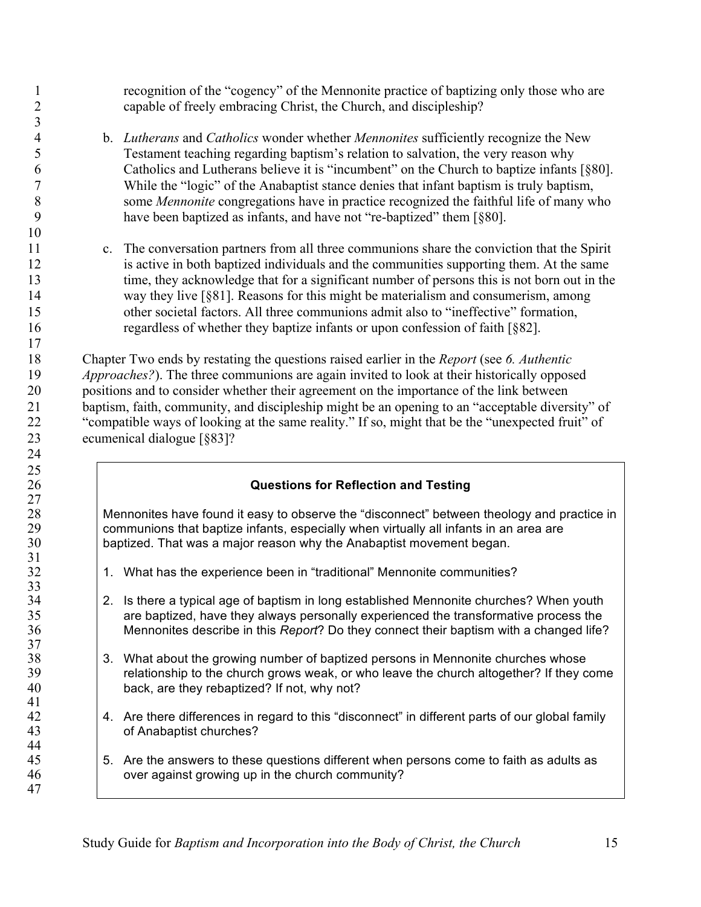recognition of the "cogency" of the Mennonite practice of baptizing only those who are capable of freely embracing Christ, the Church, and discipleship?

b. *Lutherans* and *Catholics* wonder whether *Mennonites* sufficiently recognize the New Testament teaching regarding baptism's relation to salvation, the very reason why Catholics and Lutherans believe it is "incumbent" on the Church to baptize infants [§80]. While the "logic" of the Anabaptist stance denies that infant baptism is truly baptism, some *Mennonite* congregations have in practice recognized the faithful life of many who have been baptized as infants, and have not "re-baptized" them [§80].

c. The conversation partners from all three communions share the conviction that the Spirit is active in both baptized individuals and the communities supporting them. At the same time, they acknowledge that for a significant number of persons this is not born out in the way they live [§81]. Reasons for this might be materialism and consumerism, among other societal factors. All three communions admit also to "ineffective" formation, regardless of whether they baptize infants or upon confession of faith [§82].

Chapter Two ends by restating the questions raised earlier in the *Report* (see *6. Authentic Approaches?*). The three communions are again invited to look at their historically opposed positions and to consider whether their agreement on the importance of the link between baptism, faith, community, and discipleship might be an opening to an "acceptable diversity" of "compatible ways of looking at the same reality." If so, might that be the "unexpected fruit" of ecumenical dialogue [§83]?

**Questions for Reflection and Testing**

Mennonites have found it easy to observe the "disconnect" between theology and practice in communions that baptize infants, especially when virtually all infants in an area are baptized. That was a major reason why the Anabaptist movement began.

1. What has the experience been in "traditional" Mennonite communities?

2. Is there a typical age of baptism in long established Mennonite churches? When youth are baptized, have they always personally experienced the transformative process the Mennonites describe in this *Report*? Do they connect their baptism with a changed life?

3. What about the growing number of baptized persons in Mennonite churches whose relationship to the church grows weak, or who leave the church altogether? If they come back, are they rebaptized? If not, why not?

4. Are there differences in regard to this "disconnect" in different parts of our global family of Anabaptist churches?

5. Are the answers to these questions different when persons come to faith as adults as over against growing up in the church community?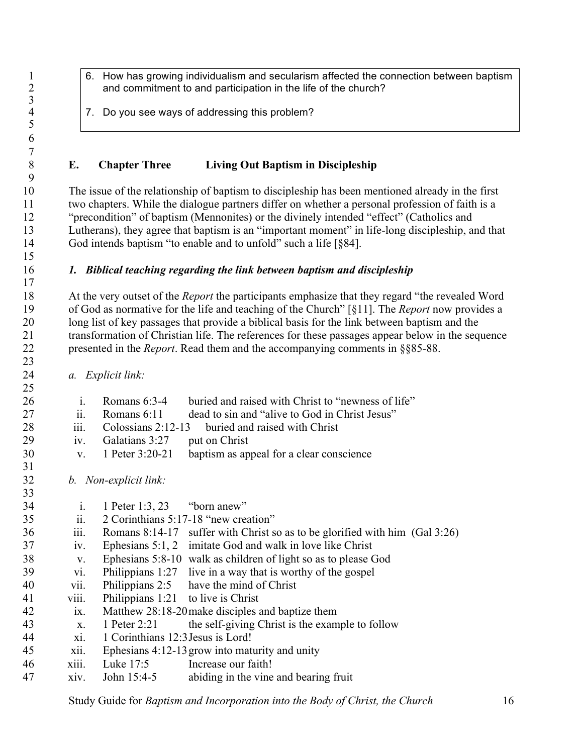6. How has growing individualism and secularism affected the connection between baptism and commitment to and participation in the life of the church?

7. Do you see ways of addressing this problem?

## E. Chapter Three Living Out Baptism in Discipleship

The issue of the relationship of baptism to discipleship has been mentioned already in the first two chapters. While the dialogue partners differ on whether a personal profession of faith is a "precondition" of baptism (Mennonites) or the divinely intended "effect" (Catholics and Lutherans), they agree that baptism is an "important moment" in life-long discipleship, and that God intends baptism "to enable and to unfold" such a life [§84].

### *1. Biblical teaching regarding the link between baptism and discipleship*

At the very outset of the *Report* the participants emphasize that they regard "the revealed Word of God as normative for the life and teaching of the Church" [§11]. The *Report* now provides a long list of key passages that provide a biblical basis for the link between baptism and the transformation of Christian life. The references for these passages appear below in the sequence presented in the *Report*. Read them and the accompanying comments in §§85-88.

*a. Explicit link:*

i. Romans 6:3-4 buried and raised with Christ to "newness of life"
ii. Romans 6:11 dead to sin and "alive to God in Christ Jesus"
iii. Colossians 2:12-13 buried and raised with Christ
iv. Galatians 3:27 put on Christ
v. 1 Peter 3:20-21 baptism as appeal for a clear conscience

*b. Non-explicit link:*

i. 1 Peter 1:3, 23 "born anew"
ii. 2 Corinthians 5:17-18 "new creation"
iii. Romans 8:14-17 suffer with Christ so as to be glorified with him (Gal 3:26)
iv. Ephesians 5:1, 2 imitate God and walk in love like Christ
v. Ephesians 5:8-10 walk as children of light so as to please God
vi. Philippians 1:27 live in a way that is worthy of the gospel
vii. Philippians 2:5 have the mind of Christ
viii. Philippians 1:21 to live is Christ
ix. Matthew 28:18-20 make disciples and baptize them
x. 1 Peter 2:21 the self-giving Christ is the example to follow
xi. 1 Corinthians 12:3 Jesus is Lord!
xii. Ephesians 4:12-13 grow into maturity and unity
xiii. Luke 17:5 Increase our faith!
xiv. John 15:4-5 abiding in the vine and bearing fruit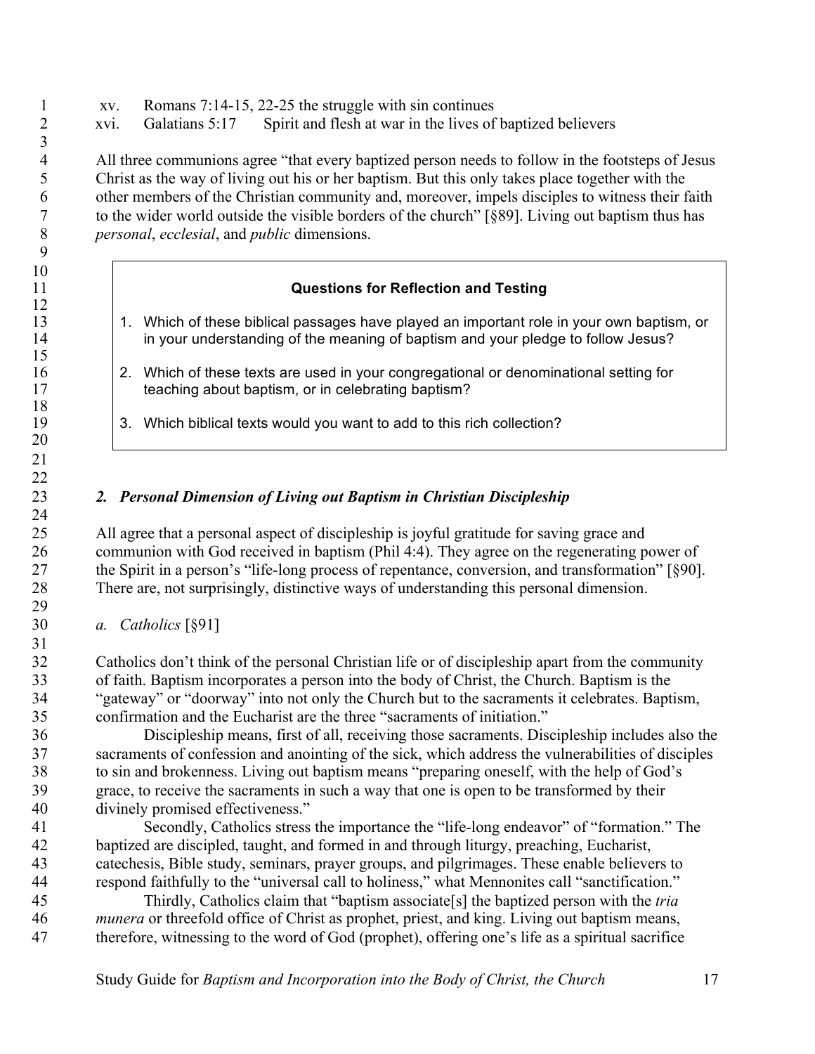xv. Romans 7:14-15, 22-25 the struggle with sin continues
xvi. Galatians 5:17 Spirit and flesh at war in the lives of baptized believers

All three communions agree "that every baptized person needs to follow in the footsteps of Jesus Christ as the way of living out his or her baptism. But this only takes place together with the other members of the Christian community and, moreover, impels disciples to witness their faith to the wider world outside the visible borders of the church" [§89]. Living out baptism thus has *personal*, *ecclesial*, and *public* dimensions.

> **Questions for Reflection and Testing**
>
> 1. Which of these biblical passages have played an important role in your own baptism, or in your understanding of the meaning of baptism and your pledge to follow Jesus?
> 2. Which of these texts are used in your congregational or denominational setting for teaching about baptism, or in celebrating baptism?
> 3. Which biblical texts would you want to add to this rich collection?

## *2. Personal Dimension of Living out Baptism in Christian Discipleship*

All agree that a personal aspect of discipleship is joyful gratitude for saving grace and communion with God received in baptism (Phil 4:4). They agree on the regenerating power of the Spirit in a person's "life-long process of repentance, conversion, and transformation" [§90]. There are, not surprisingly, distinctive ways of understanding this personal dimension.

### *a. Catholics* [§91]

Catholics don't think of the personal Christian life or of discipleship apart from the community of faith. Baptism incorporates a person into the body of Christ, the Church. Baptism is the "gateway" or "doorway" into not only the Church but to the sacraments it celebrates. Baptism, confirmation and the Eucharist are the three "sacraments of initiation."

Discipleship means, first of all, receiving those sacraments. Discipleship includes also the sacraments of confession and anointing of the sick, which address the vulnerabilities of disciples to sin and brokenness. Living out baptism means "preparing oneself, with the help of God's grace, to receive the sacraments in such a way that one is open to be transformed by their divinely promised effectiveness."

Secondly, Catholics stress the importance the "life-long endeavor" of "formation." The baptized are discipled, taught, and formed in and through liturgy, preaching, Eucharist, catechesis, Bible study, seminars, prayer groups, and pilgrimages. These enable believers to respond faithfully to the "universal call to holiness," what Mennonites call "sanctification."

Thirdly, Catholics claim that "baptism associate[s] the baptized person with the *tria munera* or threefold office of Christ as prophet, priest, and king. Living out baptism means, therefore, witnessing to the word of God (prophet), offering one's life as a spiritual sacrifice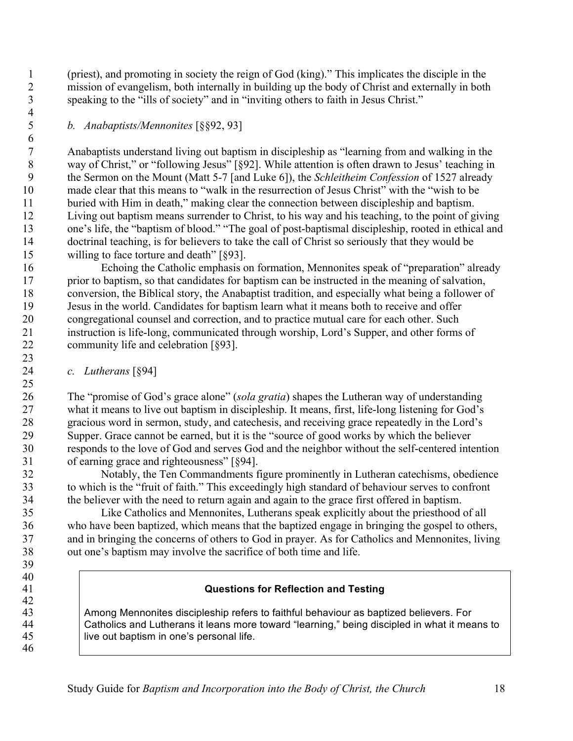(priest), and promoting in society the reign of God (king)." This implicates the disciple in the mission of evangelism, both internally in building up the body of Christ and externally in both speaking to the "ills of society" and in "inviting others to faith in Jesus Christ."

### *b. Anabaptists/Mennonites* [§§92, 93]

Anabaptists understand living out baptism in discipleship as "learning from and walking in the way of Christ," or "following Jesus" [§92]. While attention is often drawn to Jesus' teaching in the Sermon on the Mount (Matt 5-7 [and Luke 6]), the *Schleitheim Confession* of 1527 already made clear that this means to "walk in the resurrection of Jesus Christ" with the "wish to be buried with Him in death," making clear the connection between discipleship and baptism. Living out baptism means surrender to Christ, to his way and his teaching, to the point of giving one's life, the "baptism of blood." "The goal of post-baptismal discipleship, rooted in ethical and doctrinal teaching, is for believers to take the call of Christ so seriously that they would be willing to face torture and death" [§93].

Echoing the Catholic emphasis on formation, Mennonites speak of "preparation" already prior to baptism, so that candidates for baptism can be instructed in the meaning of salvation, conversion, the Biblical story, the Anabaptist tradition, and especially what being a follower of Jesus in the world. Candidates for baptism learn what it means both to receive and offer congregational counsel and correction, and to practice mutual care for each other. Such instruction is life-long, communicated through worship, Lord's Supper, and other forms of community life and celebration [§93].

### *c. Lutherans* [§94]

The "promise of God's grace alone" (*sola gratia*) shapes the Lutheran way of understanding what it means to live out baptism in discipleship. It means, first, life-long listening for God's gracious word in sermon, study, and catechesis, and receiving grace repeatedly in the Lord's Supper. Grace cannot be earned, but it is the "source of good works by which the believer responds to the love of God and serves God and the neighbor without the self-centered intention of earning grace and righteousness" [§94].

Notably, the Ten Commandments figure prominently in Lutheran catechisms, obedience to which is the "fruit of faith." This exceedingly high standard of behaviour serves to confront the believer with the need to return again and again to the grace first offered in baptism.

Like Catholics and Mennonites, Lutherans speak explicitly about the priesthood of all who have been baptized, which means that the baptized engage in bringing the gospel to others, and in bringing the concerns of others to God in prayer. As for Catholics and Mennonites, living out one's baptism may involve the sacrifice of both time and life.

> **Questions for Reflection and Testing**
>
> Among Mennonites discipleship refers to faithful behaviour as baptized believers. For Catholics and Lutherans it leans more toward "learning," being discipled in what it means to live out baptism in one's personal life.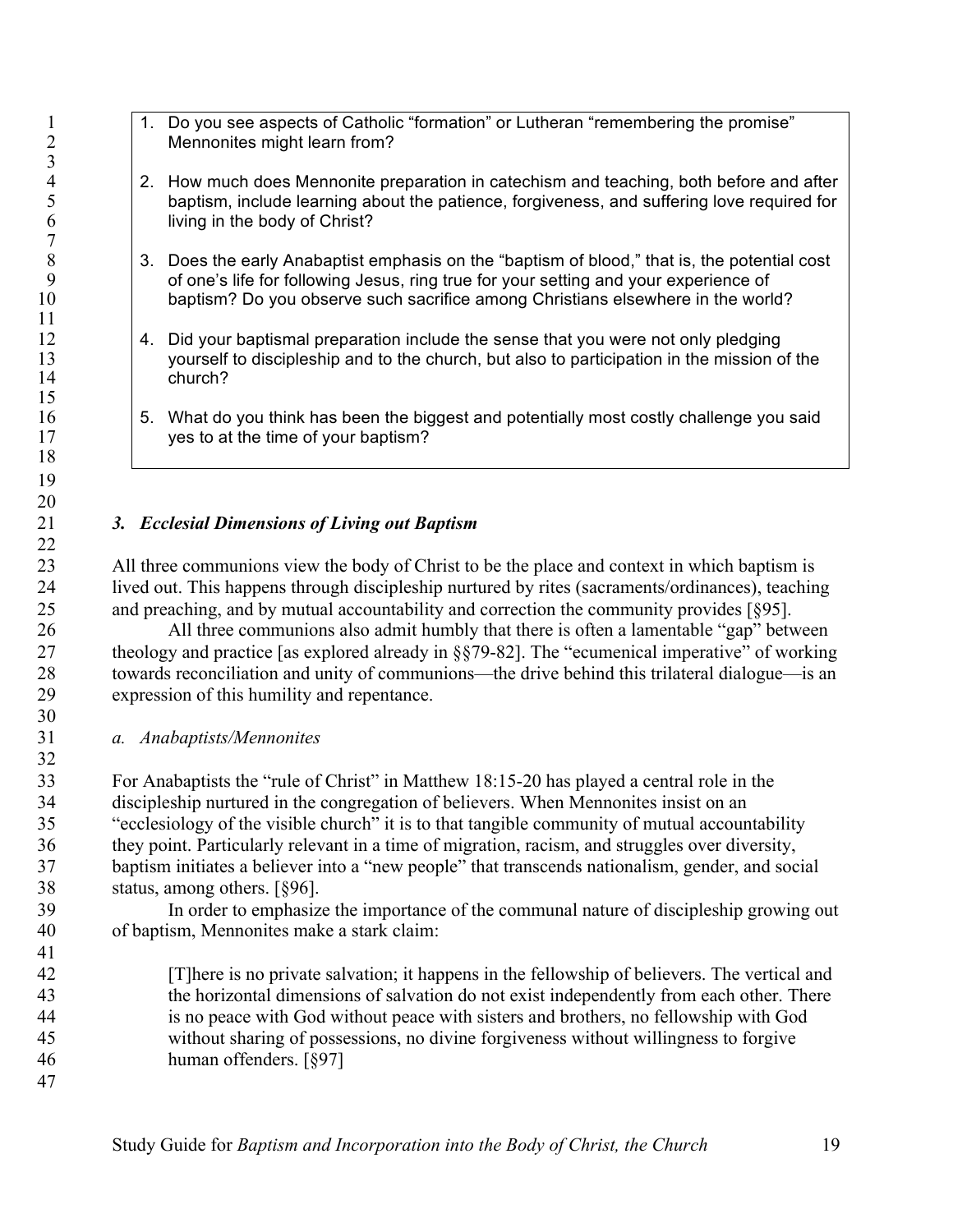1. Do you see aspects of Catholic "formation" or Lutheran "remembering the promise" Mennonites might learn from?

2. How much does Mennonite preparation in catechism and teaching, both before and after baptism, include learning about the patience, forgiveness, and suffering love required for living in the body of Christ?

3. Does the early Anabaptist emphasis on the "baptism of blood," that is, the potential cost of one's life for following Jesus, ring true for your setting and your experience of baptism? Do you observe such sacrifice among Christians elsewhere in the world?

4. Did your baptismal preparation include the sense that you were not only pledging yourself to discipleship and to the church, but also to participation in the mission of the church?

5. What do you think has been the biggest and potentially most costly challenge you said yes to at the time of your baptism?

### *3. Ecclesial Dimensions of Living out Baptism*

All three communions view the body of Christ to be the place and context in which baptism is lived out. This happens through discipleship nurtured by rites (sacraments/ordinances), teaching and preaching, and by mutual accountability and correction the community provides [§95].

All three communions also admit humbly that there is often a lamentable "gap" between theology and practice [as explored already in §§79-82]. The "ecumenical imperative" of working towards reconciliation and unity of communions—the drive behind this trilateral dialogue—is an expression of this humility and repentance.

#### *a. Anabaptists/Mennonites*

For Anabaptists the "rule of Christ" in Matthew 18:15-20 has played a central role in the discipleship nurtured in the congregation of believers. When Mennonites insist on an "ecclesiology of the visible church" it is to that tangible community of mutual accountability they point. Particularly relevant in a time of migration, racism, and struggles over diversity, baptism initiates a believer into a "new people" that transcends nationalism, gender, and social status, among others. [§96].

In order to emphasize the importance of the communal nature of discipleship growing out of baptism, Mennonites make a stark claim:

> [T]here is no private salvation; it happens in the fellowship of believers. The vertical and the horizontal dimensions of salvation do not exist independently from each other. There is no peace with God without peace with sisters and brothers, no fellowship with God without sharing of possessions, no divine forgiveness without willingness to forgive human offenders. [§97]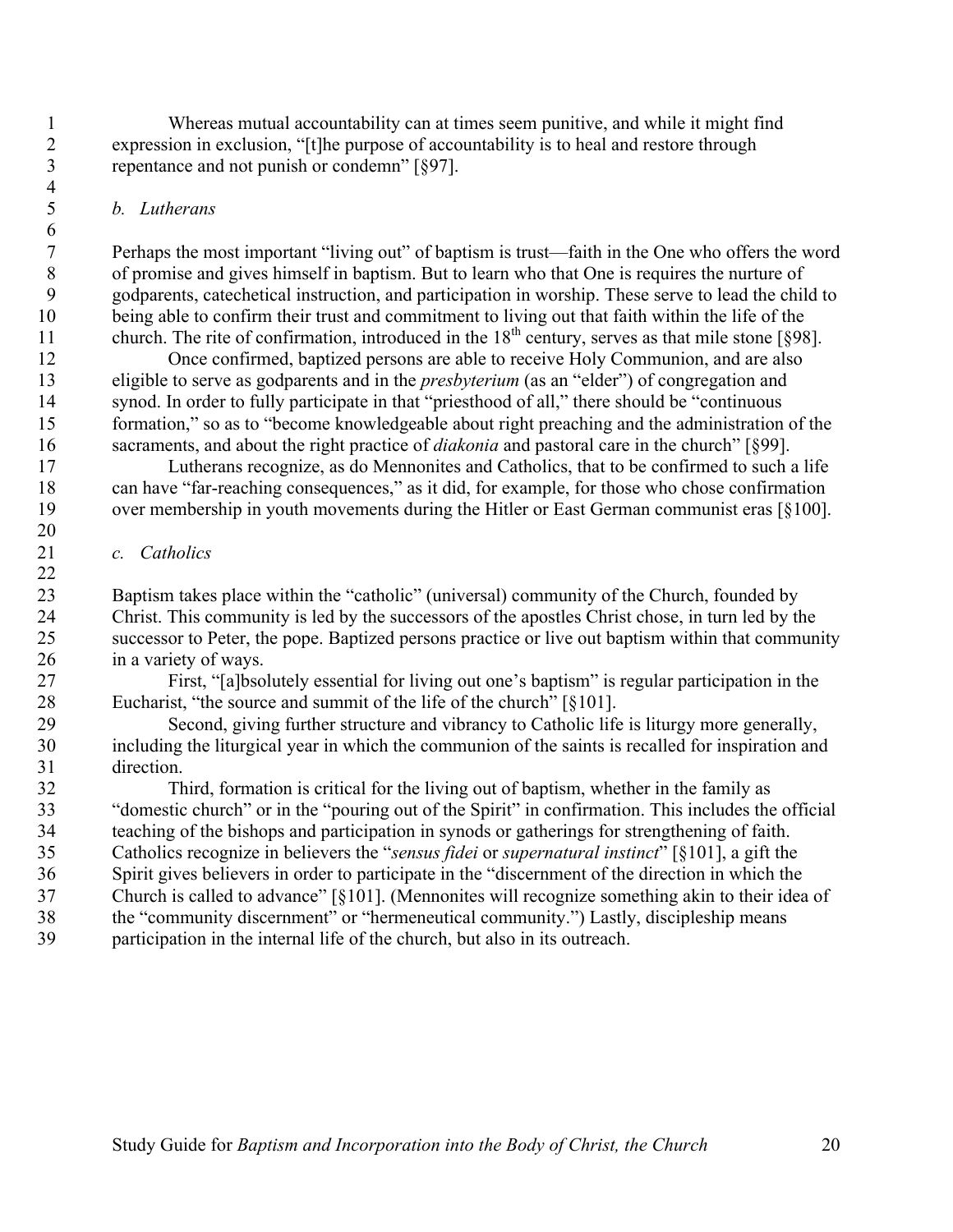Whereas mutual accountability can at times seem punitive, and while it might find expression in exclusion, "[t]he purpose of accountability is to heal and restore through repentance and not punish or condemn" [§97].

### *b. Lutherans*

Perhaps the most important "living out" of baptism is trust—faith in the One who offers the word of promise and gives himself in baptism. But to learn who that One is requires the nurture of godparents, catechetical instruction, and participation in worship. These serve to lead the child to being able to confirm their trust and commitment to living out that faith within the life of the church. The rite of confirmation, introduced in the 18th century, serves as that mile stone [§98].

Once confirmed, baptized persons are able to receive Holy Communion, and are also eligible to serve as godparents and in the *presbyterium* (as an "elder") of congregation and synod. In order to fully participate in that "priesthood of all," there should be "continuous formation," so as to "become knowledgeable about right preaching and the administration of the sacraments, and about the right practice of *diakonia* and pastoral care in the church" [§99].

Lutherans recognize, as do Mennonites and Catholics, that to be confirmed to such a life can have "far-reaching consequences," as it did, for example, for those who chose confirmation over membership in youth movements during the Hitler or East German communist eras [§100].

### *c. Catholics*

Baptism takes place within the "catholic" (universal) community of the Church, founded by Christ. This community is led by the successors of the apostles Christ chose, in turn led by the successor to Peter, the pope. Baptized persons practice or live out baptism within that community in a variety of ways.

First, "[a]bsolutely essential for living out one's baptism" is regular participation in the Eucharist, "the source and summit of the life of the church" [§101].

Second, giving further structure and vibrancy to Catholic life is liturgy more generally, including the liturgical year in which the communion of the saints is recalled for inspiration and direction.

Third, formation is critical for the living out of baptism, whether in the family as "domestic church" or in the "pouring out of the Spirit" in confirmation. This includes the official teaching of the bishops and participation in synods or gatherings for strengthening of faith. Catholics recognize in believers the "*sensus fidei* or *supernatural instinct*" [§101], a gift the Spirit gives believers in order to participate in the "discernment of the direction in which the Church is called to advance" [§101]. (Mennonites will recognize something akin to their idea of the "community discernment" or "hermeneutical community.") Lastly, discipleship means participation in the internal life of the church, but also in its outreach.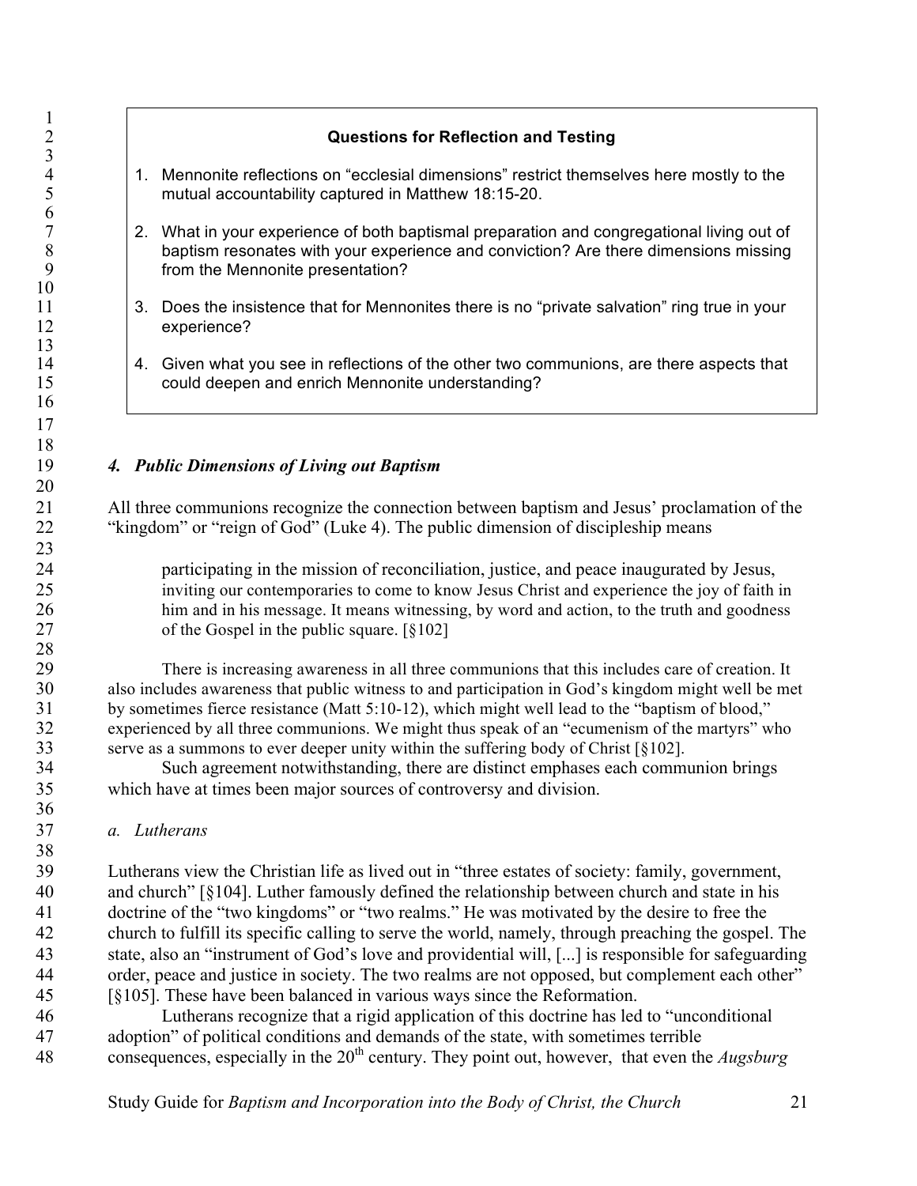**Questions for Reflection and Testing**

1. Mennonite reflections on "ecclesial dimensions" restrict themselves here mostly to the mutual accountability captured in Matthew 18:15-20.

2. What in your experience of both baptismal preparation and congregational living out of baptism resonates with your experience and conviction? Are there dimensions missing from the Mennonite presentation?

3. Does the insistence that for Mennonites there is no "private salvation" ring true in your experience?

4. Given what you see in reflections of the other two communions, are there aspects that could deepen and enrich Mennonite understanding?

### *4. Public Dimensions of Living out Baptism*

All three communions recognize the connection between baptism and Jesus' proclamation of the "kingdom" or "reign of God" (Luke 4). The public dimension of discipleship means

> participating in the mission of reconciliation, justice, and peace inaugurated by Jesus, inviting our contemporaries to come to know Jesus Christ and experience the joy of faith in him and in his message. It means witnessing, by word and action, to the truth and goodness of the Gospel in the public square. [§102]

There is increasing awareness in all three communions that this includes care of creation. It also includes awareness that public witness to and participation in God's kingdom might well be met by sometimes fierce resistance (Matt 5:10-12), which might well lead to the "baptism of blood," experienced by all three communions. We might thus speak of an "ecumenism of the martyrs" who serve as a summons to ever deeper unity within the suffering body of Christ [§102].

Such agreement notwithstanding, there are distinct emphases each communion brings which have at times been major sources of controversy and division.

#### *a. Lutherans*

Lutherans view the Christian life as lived out in "three estates of society: family, government, and church" [§104]. Luther famously defined the relationship between church and state in his doctrine of the "two kingdoms" or "two realms." He was motivated by the desire to free the church to fulfill its specific calling to serve the world, namely, through preaching the gospel. The state, also an "instrument of God's love and providential will, [...] is responsible for safeguarding order, peace and justice in society. The two realms are not opposed, but complement each other" [§105]. These have been balanced in various ways since the Reformation.

Lutherans recognize that a rigid application of this doctrine has led to "unconditional adoption" of political conditions and demands of the state, with sometimes terrible consequences, especially in the 20th century. They point out, however, that even the *Augsburg*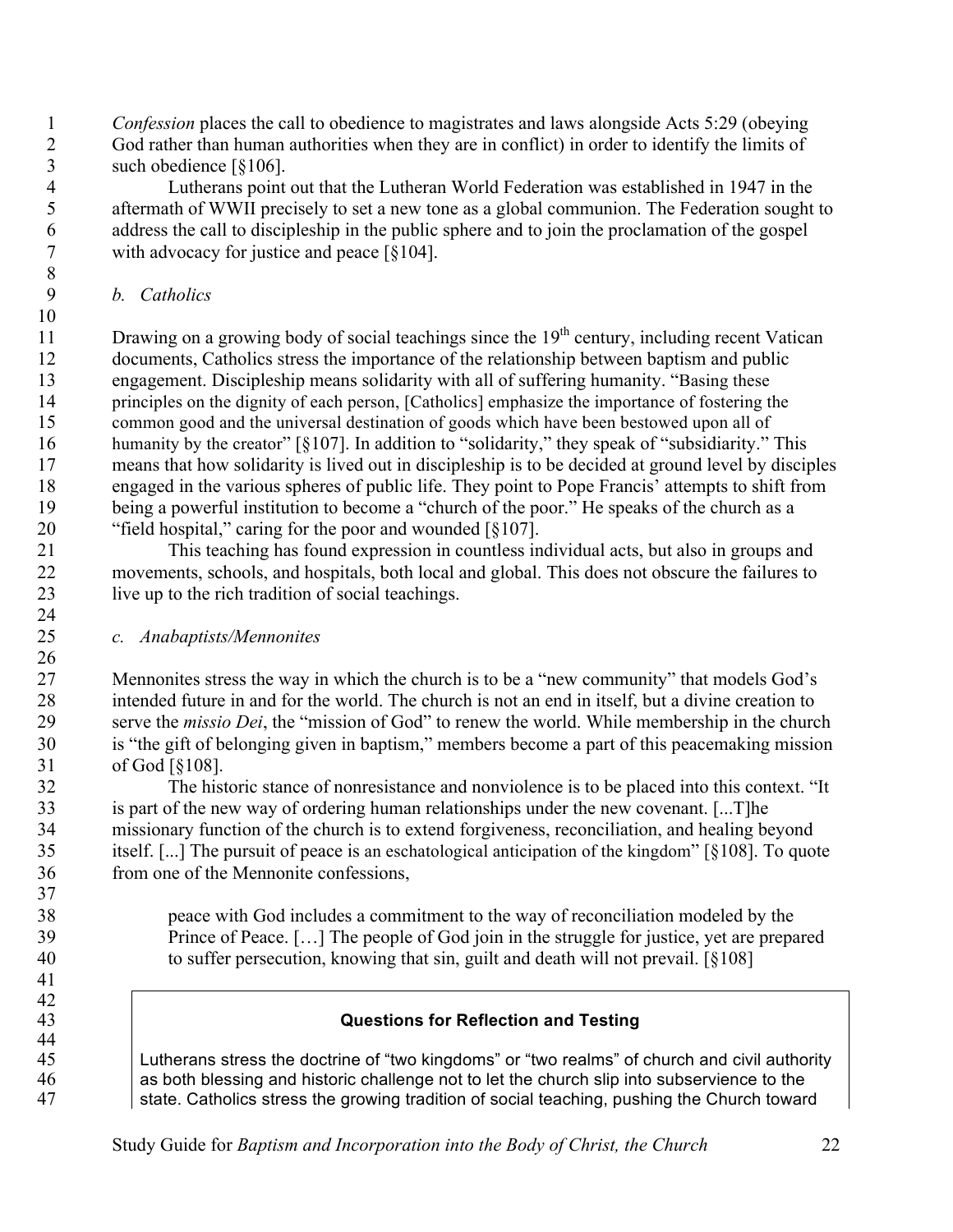*Confession* places the call to obedience to magistrates and laws alongside Acts 5:29 (obeying God rather than human authorities when they are in conflict) in order to identify the limits of such obedience [§106].

Lutherans point out that the Lutheran World Federation was established in 1947 in the aftermath of WWII precisely to set a new tone as a global communion. The Federation sought to address the call to discipleship in the public sphere and to join the proclamation of the gospel with advocacy for justice and peace [§104].

*b. Catholics*

Drawing on a growing body of social teachings since the 19th century, including recent Vatican documents, Catholics stress the importance of the relationship between baptism and public engagement. Discipleship means solidarity with all of suffering humanity. "Basing these principles on the dignity of each person, [Catholics] emphasize the importance of fostering the common good and the universal destination of goods which have been bestowed upon all of humanity by the creator" [§107]. In addition to "solidarity," they speak of "subsidiarity." This means that how solidarity is lived out in discipleship is to be decided at ground level by disciples engaged in the various spheres of public life. They point to Pope Francis' attempts to shift from being a powerful institution to become a "church of the poor." He speaks of the church as a "field hospital," caring for the poor and wounded [§107].

This teaching has found expression in countless individual acts, but also in groups and movements, schools, and hospitals, both local and global. This does not obscure the failures to live up to the rich tradition of social teachings.

*c. Anabaptists/Mennonites*

Mennonites stress the way in which the church is to be a "new community" that models God's intended future in and for the world. The church is not an end in itself, but a divine creation to serve the *missio Dei*, the "mission of God" to renew the world. While membership in the church is "the gift of belonging given in baptism," members become a part of this peacemaking mission of God [§108].

The historic stance of nonresistance and nonviolence is to be placed into this context. "It is part of the new way of ordering human relationships under the new covenant. [...T]he missionary function of the church is to extend forgiveness, reconciliation, and healing beyond itself. [...] The pursuit of peace is an eschatological anticipation of the kingdom" [§108]. To quote from one of the Mennonite confessions,

> peace with God includes a commitment to the way of reconciliation modeled by the Prince of Peace. […] The people of God join in the struggle for justice, yet are prepared to suffer persecution, knowing that sin, guilt and death will not prevail. [§108]

**Questions for Reflection and Testing**

Lutherans stress the doctrine of "two kingdoms" or "two realms" of church and civil authority as both blessing and historic challenge not to let the church slip into subservience to the state. Catholics stress the growing tradition of social teaching, pushing the Church toward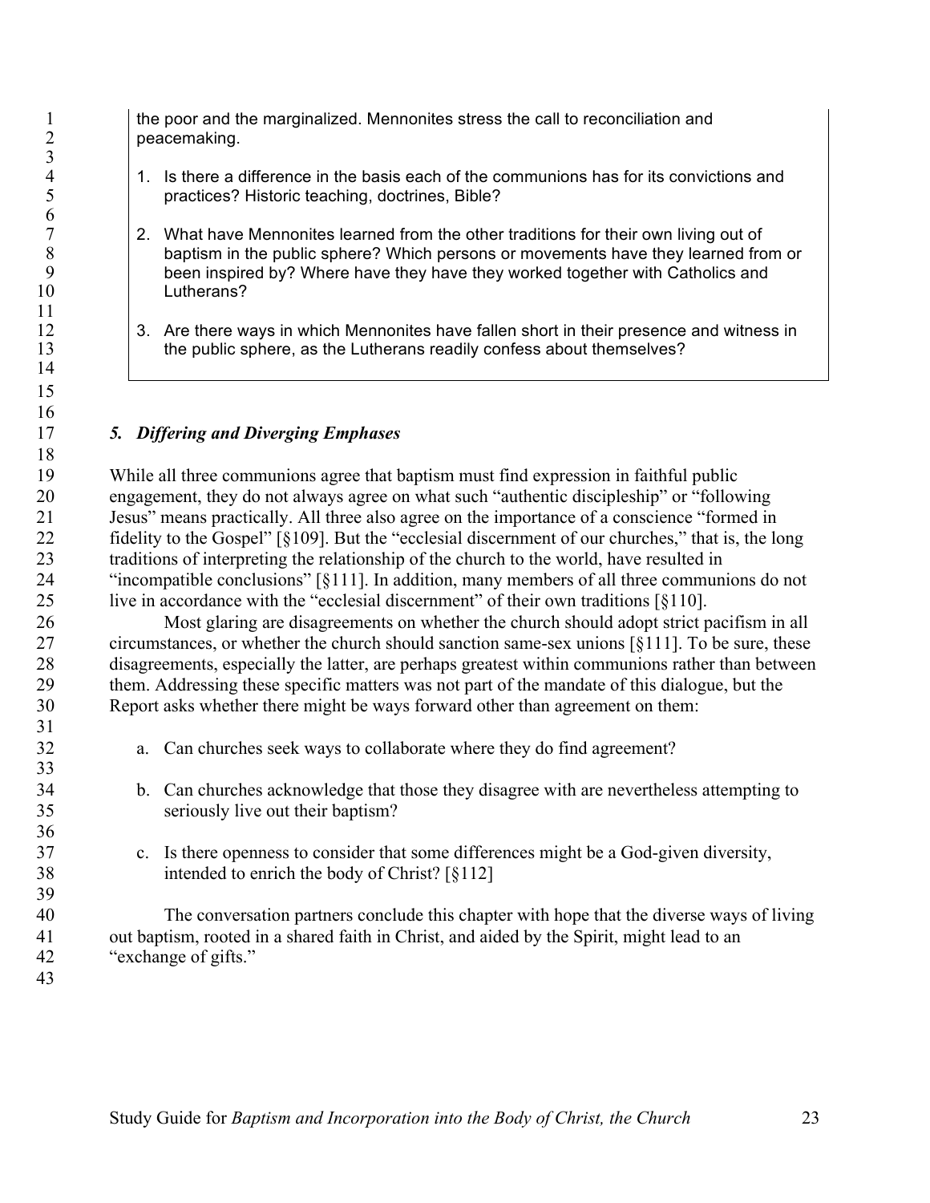the poor and the marginalized. Mennonites stress the call to reconciliation and peacemaking.

1. Is there a difference in the basis each of the communions has for its convictions and practices? Historic teaching, doctrines, Bible?

2. What have Mennonites learned from the other traditions for their own living out of baptism in the public sphere? Which persons or movements have they learned from or been inspired by? Where have they have they worked together with Catholics and Lutherans?

3. Are there ways in which Mennonites have fallen short in their presence and witness in the public sphere, as the Lutherans readily confess about themselves?

### *5. Differing and Diverging Emphases*

While all three communions agree that baptism must find expression in faithful public engagement, they do not always agree on what such "authentic discipleship" or "following Jesus" means practically. All three also agree on the importance of a conscience "formed in fidelity to the Gospel" [§109]. But the "ecclesial discernment of our churches," that is, the long traditions of interpreting the relationship of the church to the world, have resulted in "incompatible conclusions" [§111]. In addition, many members of all three communions do not live in accordance with the "ecclesial discernment" of their own traditions [§110].

Most glaring are disagreements on whether the church should adopt strict pacifism in all circumstances, or whether the church should sanction same-sex unions [§111]. To be sure, these disagreements, especially the latter, are perhaps greatest within communions rather than between them. Addressing these specific matters was not part of the mandate of this dialogue, but the Report asks whether there might be ways forward other than agreement on them:

a. Can churches seek ways to collaborate where they do find agreement?

b. Can churches acknowledge that those they disagree with are nevertheless attempting to seriously live out their baptism?

c. Is there openness to consider that some differences might be a God-given diversity, intended to enrich the body of Christ? [§112]

The conversation partners conclude this chapter with hope that the diverse ways of living out baptism, rooted in a shared faith in Christ, and aided by the Spirit, might lead to an "exchange of gifts."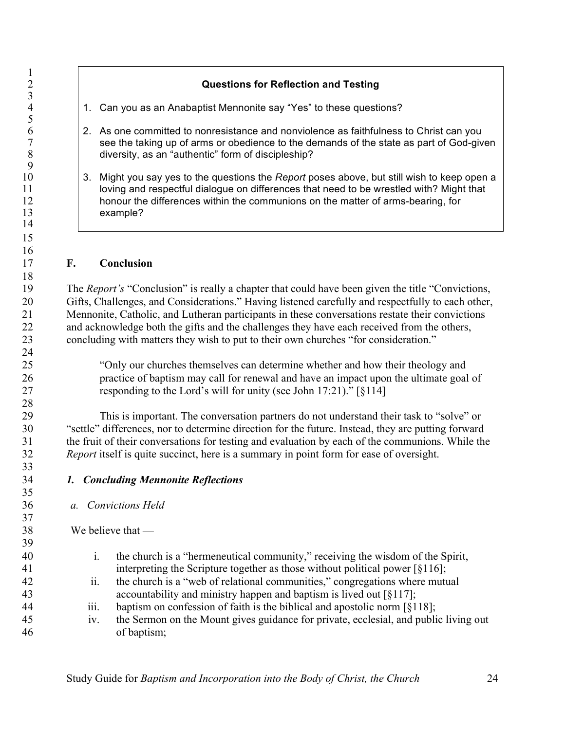**Questions for Reflection and Testing**

1. Can you as an Anabaptist Mennonite say "Yes" to these questions?
2. As one committed to nonresistance and nonviolence as faithfulness to Christ can you see the taking up of arms or obedience to the demands of the state as part of God-given diversity, as an "authentic" form of discipleship?
3. Might you say yes to the questions the *Report* poses above, but still wish to keep open a loving and respectful dialogue on differences that need to be wrestled with? Might that honour the differences within the communions on the matter of arms-bearing, for example?

## F. Conclusion

The *Report's* "Conclusion" is really a chapter that could have been given the title "Convictions, Gifts, Challenges, and Considerations." Having listened carefully and respectfully to each other, Mennonite, Catholic, and Lutheran participants in these conversations restate their convictions and acknowledge both the gifts and the challenges they have each received from the others, concluding with matters they wish to put to their own churches "for consideration."

> "Only our churches themselves can determine whether and how their theology and practice of baptism may call for renewal and have an impact upon the ultimate goal of responding to the Lord's will for unity (see John 17:21)." [§114]

This is important. The conversation partners do not understand their task to "solve" or "settle" differences, nor to determine direction for the future. Instead, they are putting forward the fruit of their conversations for testing and evaluation by each of the communions. While the *Report* itself is quite succinct, here is a summary in point form for ease of oversight.

### *1. Concluding Mennonite Reflections*

#### *a. Convictions Held*

We believe that —

i. the church is a "hermeneutical community," receiving the wisdom of the Spirit, interpreting the Scripture together as those without political power [§116];
ii. the church is a "web of relational communities," congregations where mutual accountability and ministry happen and baptism is lived out [§117];
iii. baptism on confession of faith is the biblical and apostolic norm [§118];
iv. the Sermon on the Mount gives guidance for private, ecclesial, and public living out of baptism;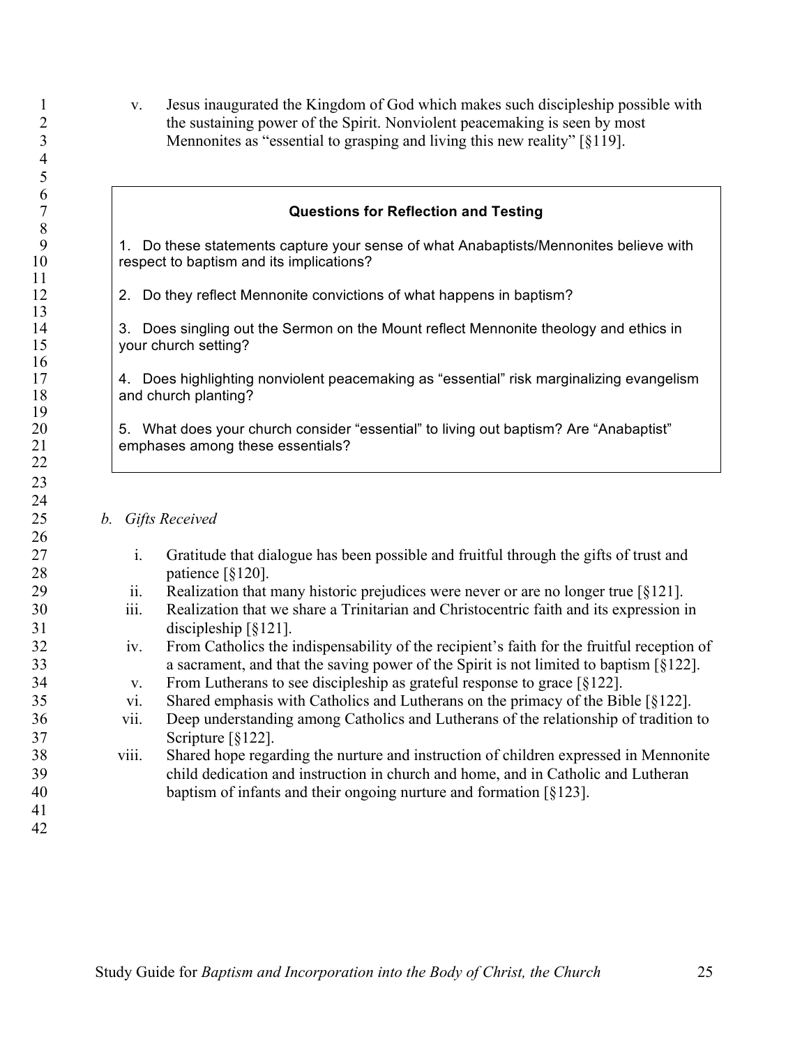v. Jesus inaugurated the Kingdom of God which makes such discipleship possible with the sustaining power of the Spirit. Nonviolent peacemaking is seen by most Mennonites as "essential to grasping and living this new reality" [§119].

**Questions for Reflection and Testing**

1. Do these statements capture your sense of what Anabaptists/Mennonites believe with respect to baptism and its implications?

2. Do they reflect Mennonite convictions of what happens in baptism?

3. Does singling out the Sermon on the Mount reflect Mennonite theology and ethics in your church setting?

4. Does highlighting nonviolent peacemaking as "essential" risk marginalizing evangelism and church planting?

5. What does your church consider "essential" to living out baptism? Are "Anabaptist" emphases among these essentials?

*b. Gifts Received*

i. Gratitude that dialogue has been possible and fruitful through the gifts of trust and patience [§120].

ii. Realization that many historic prejudices were never or are no longer true [§121].

iii. Realization that we share a Trinitarian and Christocentric faith and its expression in discipleship [§121].

iv. From Catholics the indispensability of the recipient's faith for the fruitful reception of a sacrament, and that the saving power of the Spirit is not limited to baptism [§122].

v. From Lutherans to see discipleship as grateful response to grace [§122].

vi. Shared emphasis with Catholics and Lutherans on the primacy of the Bible [§122].

vii. Deep understanding among Catholics and Lutherans of the relationship of tradition to Scripture [§122].

viii. Shared hope regarding the nurture and instruction of children expressed in Mennonite child dedication and instruction in church and home, and in Catholic and Lutheran baptism of infants and their ongoing nurture and formation [§123].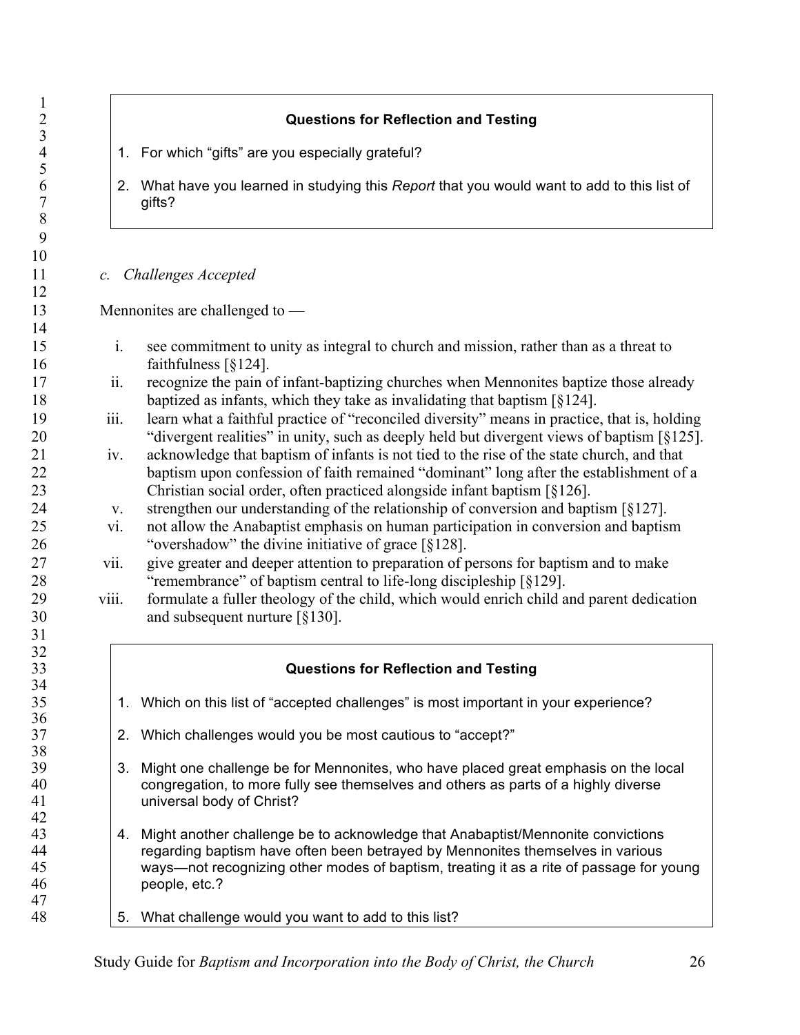**Questions for Reflection and Testing**

1. For which "gifts" are you especially grateful?

2. What have you learned in studying this *Report* that you would want to add to this list of gifts?

*c. Challenges Accepted*

Mennonites are challenged to —

i. see commitment to unity as integral to church and mission, rather than as a threat to faithfulness [§124].
ii. recognize the pain of infant-baptizing churches when Mennonites baptize those already baptized as infants, which they take as invalidating that baptism [§124].
iii. learn what a faithful practice of "reconciled diversity" means in practice, that is, holding "divergent realities" in unity, such as deeply held but divergent views of baptism [§125].
iv. acknowledge that baptism of infants is not tied to the rise of the state church, and that baptism upon confession of faith remained "dominant" long after the establishment of a Christian social order, often practiced alongside infant baptism [§126].
v. strengthen our understanding of the relationship of conversion and baptism [§127].
vi. not allow the Anabaptist emphasis on human participation in conversion and baptism "overshadow" the divine initiative of grace [§128].
vii. give greater and deeper attention to preparation of persons for baptism and to make "remembrance" of baptism central to life-long discipleship [§129].
viii. formulate a fuller theology of the child, which would enrich child and parent dedication and subsequent nurture [§130].

**Questions for Reflection and Testing**

1. Which on this list of "accepted challenges" is most important in your experience?

2. Which challenges would you be most cautious to "accept?"

3. Might one challenge be for Mennonites, who have placed great emphasis on the local congregation, to more fully see themselves and others as parts of a highly diverse universal body of Christ?

4. Might another challenge be to acknowledge that Anabaptist/Mennonite convictions regarding baptism have often been betrayed by Mennonites themselves in various ways—not recognizing other modes of baptism, treating it as a rite of passage for young people, etc.?

5. What challenge would you want to add to this list?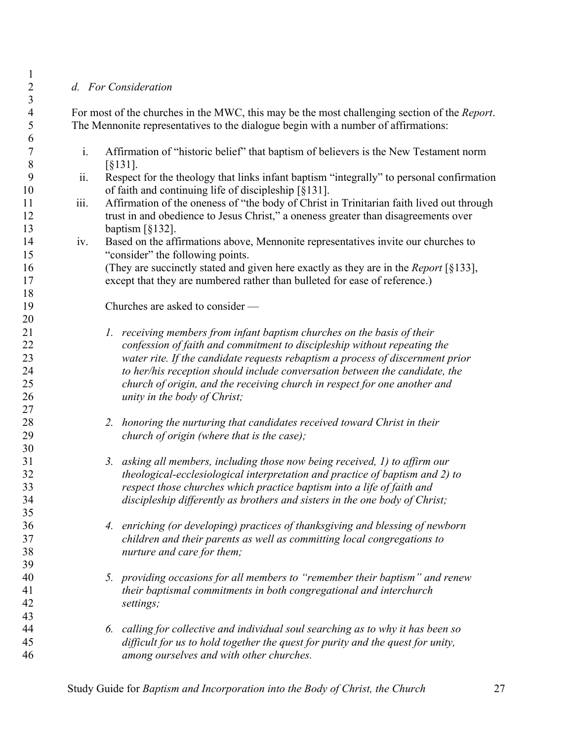### *d. For Consideration*

For most of the churches in the MWC, this may be the most challenging section of the *Report*. The Mennonite representatives to the dialogue begin with a number of affirmations:

i. Affirmation of "historic belief" that baptism of believers is the New Testament norm [§131].

ii. Respect for the theology that links infant baptism "integrally" to personal confirmation of faith and continuing life of discipleship [§131].

iii. Affirmation of the oneness of "the body of Christ in Trinitarian faith lived out through trust in and obedience to Jesus Christ," a oneness greater than disagreements over baptism [§132].

iv. Based on the affirmations above, Mennonite representatives invite our churches to "consider" the following points.
(They are succinctly stated and given here exactly as they are in the *Report* [§133], except that they are numbered rather than bulleted for ease of reference.)

Churches are asked to consider —

1. *receiving members from infant baptism churches on the basis of their confession of faith and commitment to discipleship without repeating the water rite. If the candidate requests rebaptism a process of discernment prior to her/his reception should include conversation between the candidate, the church of origin, and the receiving church in respect for one another and unity in the body of Christ;*

2. *honoring the nurturing that candidates received toward Christ in their church of origin (where that is the case);*

3. *asking all members, including those now being received, 1) to affirm our theological-ecclesiological interpretation and practice of baptism and 2) to respect those churches which practice baptism into a life of faith and discipleship differently as brothers and sisters in the one body of Christ;*

4. *enriching (or developing) practices of thanksgiving and blessing of newborn children and their parents as well as committing local congregations to nurture and care for them;*

5. *providing occasions for all members to "remember their baptism" and renew their baptismal commitments in both congregational and interchurch settings;*

6. *calling for collective and individual soul searching as to why it has been so difficult for us to hold together the quest for purity and the quest for unity, among ourselves and with other churches.*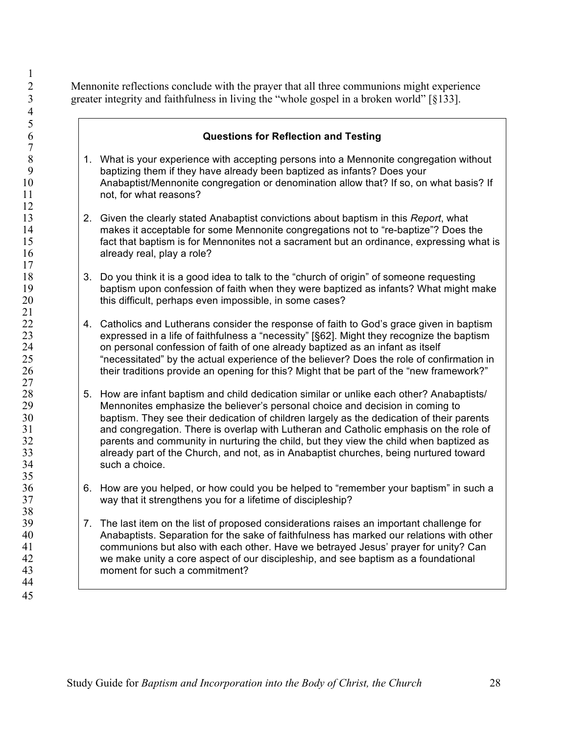Mennonite reflections conclude with the prayer that all three communions might experience greater integrity and faithfulness in living the "whole gospel in a broken world" [§133].

**Questions for Reflection and Testing**

1. What is your experience with accepting persons into a Mennonite congregation without baptizing them if they have already been baptized as infants? Does your Anabaptist/Mennonite congregation or denomination allow that? If so, on what basis? If not, for what reasons?

2. Given the clearly stated Anabaptist convictions about baptism in this *Report*, what makes it acceptable for some Mennonite congregations not to "re-baptize"? Does the fact that baptism is for Mennonites not a sacrament but an ordinance, expressing what is already real, play a role?

3. Do you think it is a good idea to talk to the "church of origin" of someone requesting baptism upon confession of faith when they were baptized as infants? What might make this difficult, perhaps even impossible, in some cases?

4. Catholics and Lutherans consider the response of faith to God's grace given in baptism expressed in a life of faithfulness a "necessity" [§62]. Might they recognize the baptism on personal confession of faith of one already baptized as an infant as itself "necessitated" by the actual experience of the believer? Does the role of confirmation in their traditions provide an opening for this? Might that be part of the "new framework?"

5. How are infant baptism and child dedication similar or unlike each other? Anabaptists/ Mennonites emphasize the believer's personal choice and decision in coming to baptism. They see their dedication of children largely as the dedication of their parents and congregation. There is overlap with Lutheran and Catholic emphasis on the role of parents and community in nurturing the child, but they view the child when baptized as already part of the Church, and not, as in Anabaptist churches, being nurtured toward such a choice.

6. How are you helped, or how could you be helped to "remember your baptism" in such a way that it strengthens you for a lifetime of discipleship?

7. The last item on the list of proposed considerations raises an important challenge for Anabaptists. Separation for the sake of faithfulness has marked our relations with other communions but also with each other. Have we betrayed Jesus' prayer for unity? Can we make unity a core aspect of our discipleship, and see baptism as a foundational moment for such a commitment?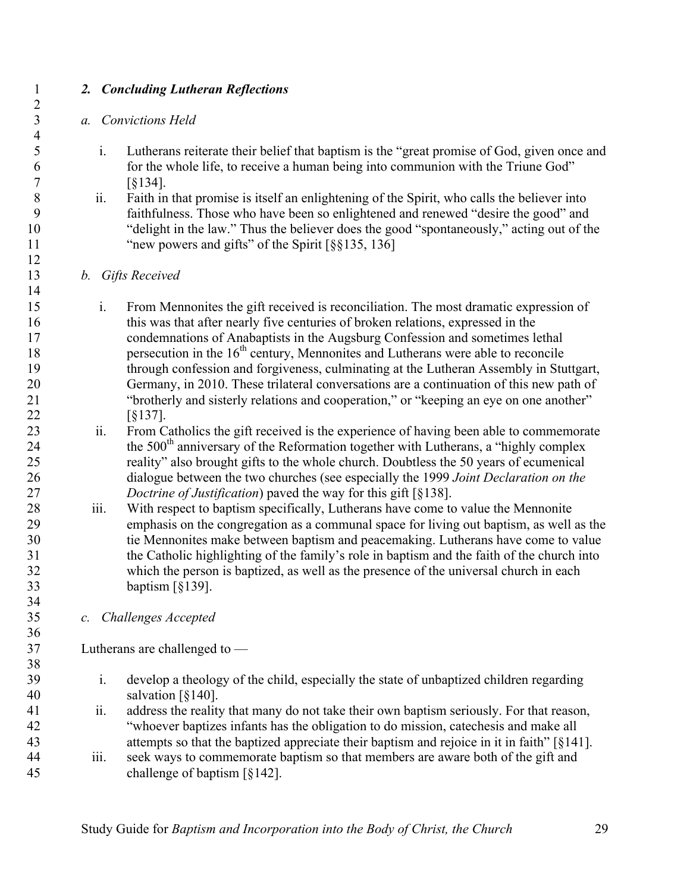## *2. Concluding Lutheran Reflections*

### *a. Convictions Held*

i. Lutherans reiterate their belief that baptism is the "great promise of God, given once and for the whole life, to receive a human being into communion with the Triune God" [§134].

ii. Faith in that promise is itself an enlightening of the Spirit, who calls the believer into faithfulness. Those who have been so enlightened and renewed "desire the good" and "delight in the law." Thus the believer does the good "spontaneously," acting out of the "new powers and gifts" of the Spirit [§§135, 136]

### *b. Gifts Received*

i. From Mennonites the gift received is reconciliation. The most dramatic expression of this was that after nearly five centuries of broken relations, expressed in the condemnations of Anabaptists in the Augsburg Confession and sometimes lethal persecution in the 16th century, Mennonites and Lutherans were able to reconcile through confession and forgiveness, culminating at the Lutheran Assembly in Stuttgart, Germany, in 2010. These trilateral conversations are a continuation of this new path of "brotherly and sisterly relations and cooperation," or "keeping an eye on one another" [§137].

ii. From Catholics the gift received is the experience of having been able to commemorate the 500th anniversary of the Reformation together with Lutherans, a "highly complex reality" also brought gifts to the whole church. Doubtless the 50 years of ecumenical dialogue between the two churches (see especially the 1999 *Joint Declaration on the Doctrine of Justification*) paved the way for this gift [§138].

iii. With respect to baptism specifically, Lutherans have come to value the Mennonite emphasis on the congregation as a communal space for living out baptism, as well as the tie Mennonites make between baptism and peacemaking. Lutherans have come to value the Catholic highlighting of the family's role in baptism and the faith of the church into which the person is baptized, as well as the presence of the universal church in each baptism [§139].

### *c. Challenges Accepted*

Lutherans are challenged to —

i. develop a theology of the child, especially the state of unbaptized children regarding salvation [§140].

ii. address the reality that many do not take their own baptism seriously. For that reason, "whoever baptizes infants has the obligation to do mission, catechesis and make all attempts so that the baptized appreciate their baptism and rejoice in it in faith" [§141].

iii. seek ways to commemorate baptism so that members are aware both of the gift and challenge of baptism [§142].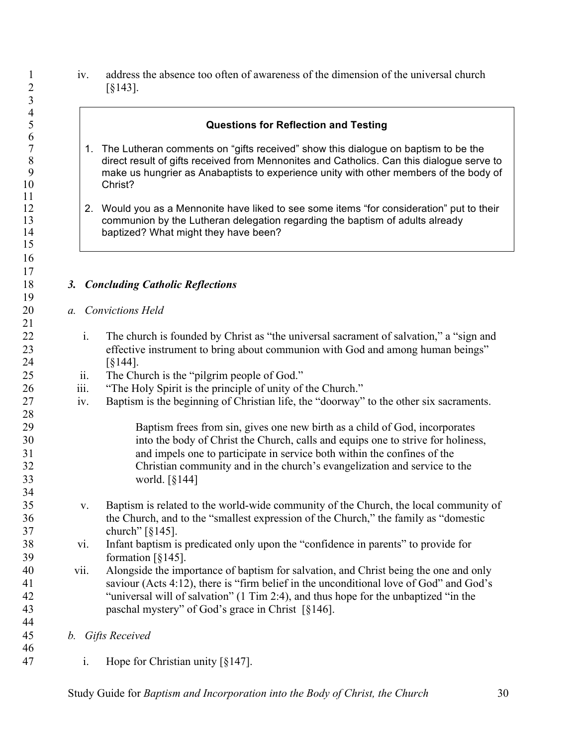iv. address the absence too often of awareness of the dimension of the universal church [§143].

> **Questions for Reflection and Testing**
>
> 1. The Lutheran comments on "gifts received" show this dialogue on baptism to be the direct result of gifts received from Mennonites and Catholics. Can this dialogue serve to make us hungrier as Anabaptists to experience unity with other members of the body of Christ?
> 2. Would you as a Mennonite have liked to see some items "for consideration" put to their communion by the Lutheran delegation regarding the baptism of adults already baptized? What might they have been?

### *3. Concluding Catholic Reflections*

*a. Convictions Held*

i. The church is founded by Christ as "the universal sacrament of salvation," a "sign and effective instrument to bring about communion with God and among human beings" [§144].

ii. The Church is the "pilgrim people of God."

iii. "The Holy Spirit is the principle of unity of the Church."

iv. Baptism is the beginning of Christian life, the "doorway" to the other six sacraments.

> Baptism frees from sin, gives one new birth as a child of God, incorporates into the body of Christ the Church, calls and equips one to strive for holiness, and impels one to participate in service both within the confines of the Christian community and in the church's evangelization and service to the world. [§144]

v. Baptism is related to the world-wide community of the Church, the local community of the Church, and to the "smallest expression of the Church," the family as "domestic church" [§145].

vi. Infant baptism is predicated only upon the "confidence in parents" to provide for formation [§145].

vii. Alongside the importance of baptism for salvation, and Christ being the one and only saviour (Acts 4:12), there is "firm belief in the unconditional love of God" and God's "universal will of salvation" (1 Tim 2:4), and thus hope for the unbaptized "in the paschal mystery" of God's grace in Christ [§146].

*b. Gifts Received*

i. Hope for Christian unity [§147].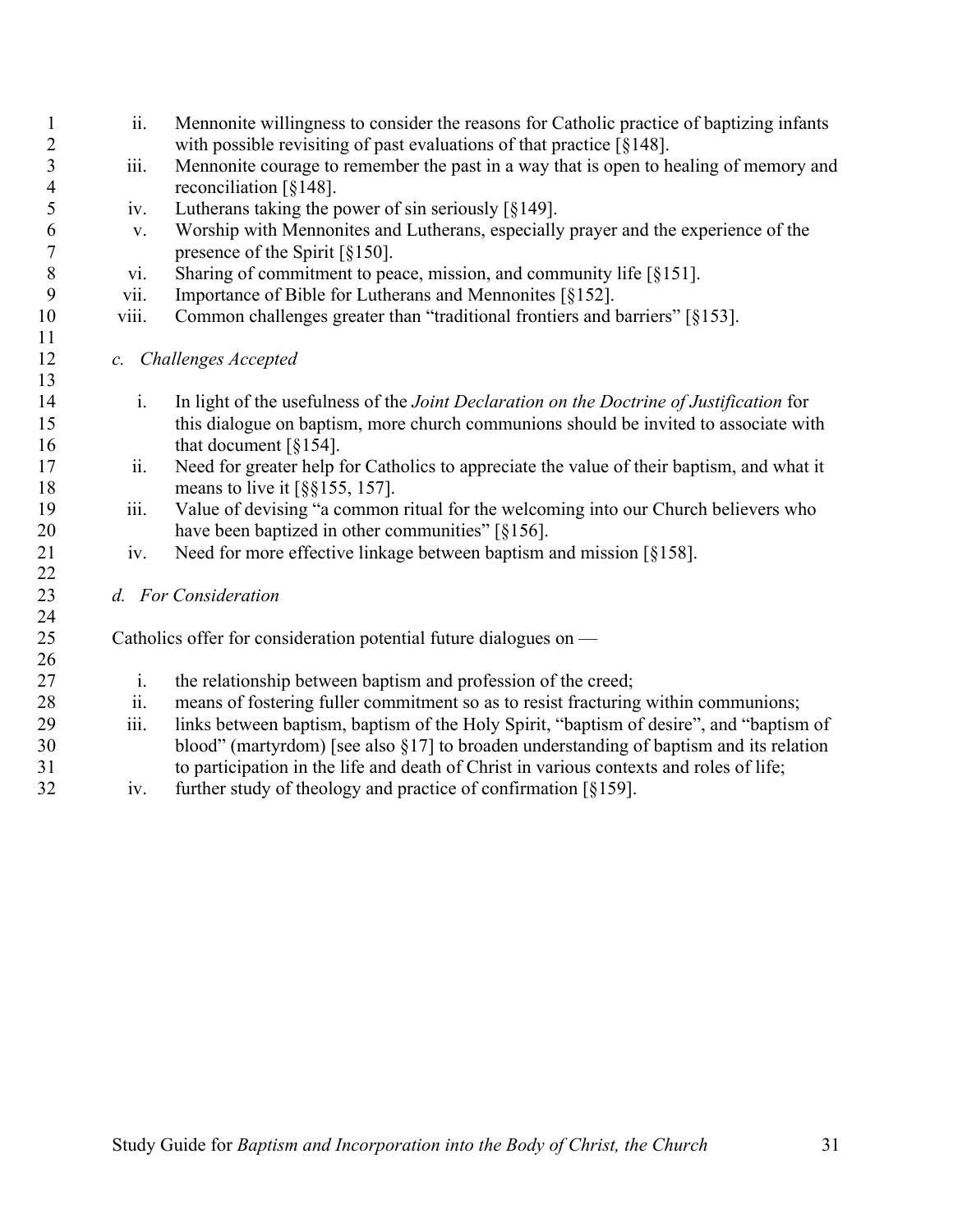ii. Mennonite willingness to consider the reasons for Catholic practice of baptizing infants with possible revisiting of past evaluations of that practice [§148].

iii. Mennonite courage to remember the past in a way that is open to healing of memory and reconciliation [§148].

iv. Lutherans taking the power of sin seriously [§149].

v. Worship with Mennonites and Lutherans, especially prayer and the experience of the presence of the Spirit [§150].

vi. Sharing of commitment to peace, mission, and community life [§151].

vii. Importance of Bible for Lutherans and Mennonites [§152].

viii. Common challenges greater than "traditional frontiers and barriers" [§153].

*c. Challenges Accepted*

i. In light of the usefulness of the *Joint Declaration on the Doctrine of Justification* for this dialogue on baptism, more church communions should be invited to associate with that document [§154].

ii. Need for greater help for Catholics to appreciate the value of their baptism, and what it means to live it [§§155, 157].

iii. Value of devising "a common ritual for the welcoming into our Church believers who have been baptized in other communities" [§156].

iv. Need for more effective linkage between baptism and mission [§158].

*d. For Consideration*

Catholics offer for consideration potential future dialogues on —

i. the relationship between baptism and profession of the creed;

ii. means of fostering fuller commitment so as to resist fracturing within communions;

iii. links between baptism, baptism of the Holy Spirit, "baptism of desire", and "baptism of blood" (martyrdom) [see also §17] to broaden understanding of baptism and its relation to participation in the life and death of Christ in various contexts and roles of life;

iv. further study of theology and practice of confirmation [§159].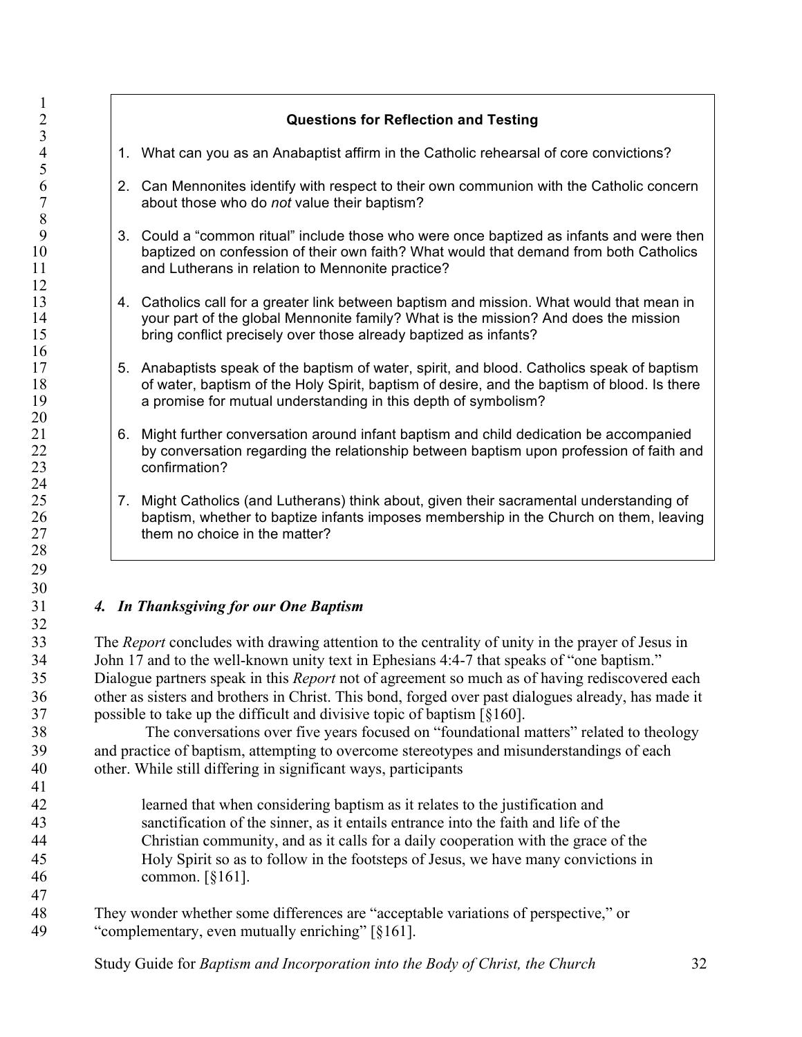**Questions for Reflection and Testing**

1. What can you as an Anabaptist affirm in the Catholic rehearsal of core convictions?

2. Can Mennonites identify with respect to their own communion with the Catholic concern about those who do *not* value their baptism?

3. Could a "common ritual" include those who were once baptized as infants and were then baptized on confession of their own faith? What would that demand from both Catholics and Lutherans in relation to Mennonite practice?

4. Catholics call for a greater link between baptism and mission. What would that mean in your part of the global Mennonite family? What is the mission? And does the mission bring conflict precisely over those already baptized as infants?

5. Anabaptists speak of the baptism of water, spirit, and blood. Catholics speak of baptism of water, baptism of the Holy Spirit, baptism of desire, and the baptism of blood. Is there a promise for mutual understanding in this depth of symbolism?

6. Might further conversation around infant baptism and child dedication be accompanied by conversation regarding the relationship between baptism upon profession of faith and confirmation?

7. Might Catholics (and Lutherans) think about, given their sacramental understanding of baptism, whether to baptize infants imposes membership in the Church on them, leaving them no choice in the matter?

### *4. In Thanksgiving for our One Baptism*

The *Report* concludes with drawing attention to the centrality of unity in the prayer of Jesus in John 17 and to the well-known unity text in Ephesians 4:4-7 that speaks of "one baptism." Dialogue partners speak in this *Report* not of agreement so much as of having rediscovered each other as sisters and brothers in Christ. This bond, forged over past dialogues already, has made it possible to take up the difficult and divisive topic of baptism [§160].

The conversations over five years focused on "foundational matters" related to theology and practice of baptism, attempting to overcome stereotypes and misunderstandings of each other. While still differing in significant ways, participants

> learned that when considering baptism as it relates to the justification and sanctification of the sinner, as it entails entrance into the faith and life of the Christian community, and as it calls for a daily cooperation with the grace of the Holy Spirit so as to follow in the footsteps of Jesus, we have many convictions in common. [§161].

They wonder whether some differences are "acceptable variations of perspective," or "complementary, even mutually enriching" [§161].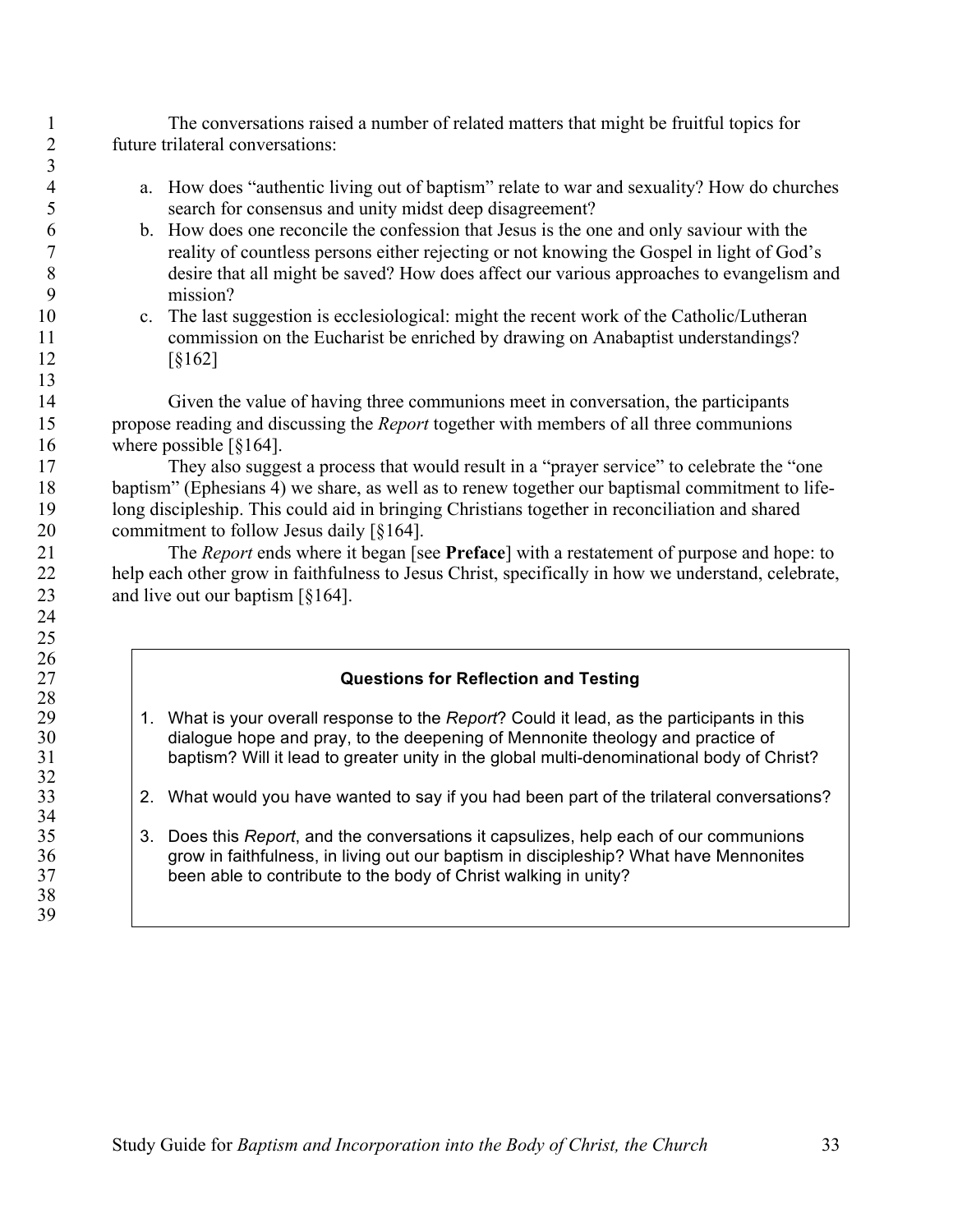The conversations raised a number of related matters that might be fruitful topics for future trilateral conversations:

a. How does "authentic living out of baptism" relate to war and sexuality? How do churches search for consensus and unity midst deep disagreement?
b. How does one reconcile the confession that Jesus is the one and only saviour with the reality of countless persons either rejecting or not knowing the Gospel in light of God's desire that all might be saved? How does affect our various approaches to evangelism and mission?
c. The last suggestion is ecclesiological: might the recent work of the Catholic/Lutheran commission on the Eucharist be enriched by drawing on Anabaptist understandings? [§162]

Given the value of having three communions meet in conversation, the participants propose reading and discussing the *Report* together with members of all three communions where possible [§164].

They also suggest a process that would result in a "prayer service" to celebrate the "one baptism" (Ephesians 4) we share, as well as to renew together our baptismal commitment to life-long discipleship. This could aid in bringing Christians together in reconciliation and shared commitment to follow Jesus daily [§164].

The *Report* ends where it began [see **Preface**] with a restatement of purpose and hope: to help each other grow in faithfulness to Jesus Christ, specifically in how we understand, celebrate, and live out our baptism [§164].

**Questions for Reflection and Testing**

1. What is your overall response to the *Report*? Could it lead, as the participants in this dialogue hope and pray, to the deepening of Mennonite theology and practice of baptism? Will it lead to greater unity in the global multi-denominational body of Christ?

2. What would you have wanted to say if you had been part of the trilateral conversations?

3. Does this *Report*, and the conversations it capsulizes, help each of our communions grow in faithfulness, in living out our baptism in discipleship? What have Mennonites been able to contribute to the body of Christ walking in unity?